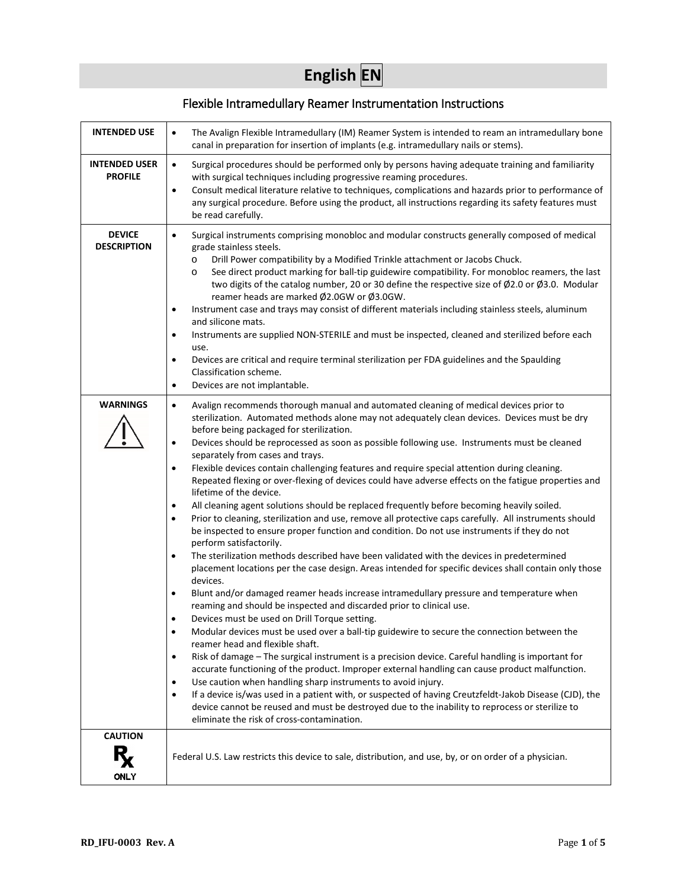# English EN

## Flexible Intramedullary Reamer Instrumentation Instructions

| | |
|---|---|
| **INTENDED USE** | • The Avalign Flexible Intramedullary (IM) Reamer System is intended to ream an intramedullary bone canal in preparation for insertion of implants (e.g. intramedullary nails or stems). |
| **INTENDED USER PROFILE** | • Surgical procedures should be performed only by persons having adequate training and familiarity with surgical techniques including progressive reaming procedures.<br>• Consult medical literature relative to techniques, complications and hazards prior to performance of any surgical procedure. Before using the product, all instructions regarding its safety features must be read carefully. |
| **DEVICE DESCRIPTION** | • Surgical instruments comprising monobloc and modular constructs generally composed of medical grade stainless steels.<br>&nbsp;&nbsp;o Drill Power compatibility by a Modified Trinkle attachment or Jacobs Chuck.<br>&nbsp;&nbsp;o See direct product marking for ball-tip guidewire compatibility. For monobloc reamers, the last two digits of the catalog number, 20 or 30 define the respective size of Ø2.0 or Ø3.0. Modular reamer heads are marked Ø2.0GW or Ø3.0GW.<br>• Instrument case and trays may consist of different materials including stainless steels, aluminum and silicone mats.<br>• Instruments are supplied NON-STERILE and must be inspected, cleaned and sterilized before each use.<br>• Devices are critical and require terminal sterilization per FDA guidelines and the Spaulding Classification scheme.<br>• Devices are not implantable. |
| **WARNINGS** | • Avalign recommends thorough manual and automated cleaning of medical devices prior to sterilization. Automated methods alone may not adequately clean devices. Devices must be dry before being packaged for sterilization.<br>• Devices should be reprocessed as soon as possible following use. Instruments must be cleaned separately from cases and trays.<br>• Flexible devices contain challenging features and require special attention during cleaning. Repeated flexing or over-flexing of devices could have adverse effects on the fatigue properties and lifetime of the device.<br>• All cleaning agent solutions should be replaced frequently before becoming heavily soiled.<br>• Prior to cleaning, sterilization and use, remove all protective caps carefully. All instruments should be inspected to ensure proper function and condition. Do not use instruments if they do not perform satisfactorily.<br>• The sterilization methods described have been validated with the devices in predetermined placement locations per the case design. Areas intended for specific devices shall contain only those devices.<br>• Blunt and/or damaged reamer heads increase intramedullary pressure and temperature when reaming and should be inspected and discarded prior to clinical use.<br>• Devices must be used on Drill Torque setting.<br>• Modular devices must be used over a ball-tip guidewire to secure the connection between the reamer head and flexible shaft.<br>• Risk of damage – The surgical instrument is a precision device. Careful handling is important for accurate functioning of the product. Improper external handling can cause product malfunction.<br>• Use caution when handling sharp instruments to avoid injury.<br>• If a device is/was used in a patient with, or suspected of having Creutzfeldt-Jakob Disease (CJD), the device cannot be reused and must be destroyed due to the inability to reprocess or sterilize to eliminate the risk of cross-contamination. |
| **CAUTION**<br>Rx ONLY | Federal U.S. Law restricts this device to sale, distribution, and use, by, or on order of a physician. |

RD_IFU-0003 Rev. A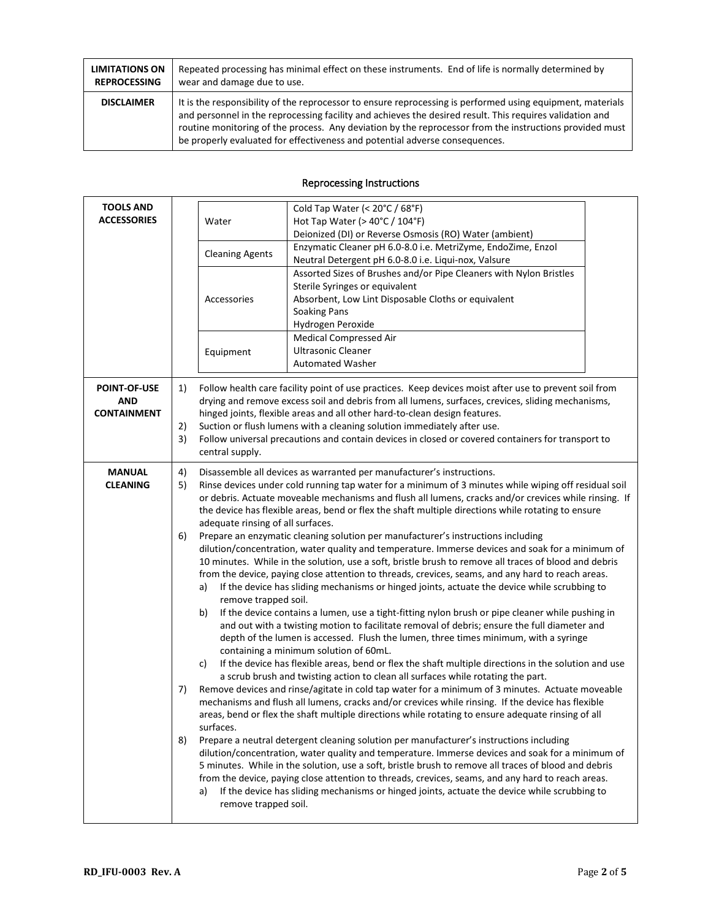| | |
|---|---|
| **LIMITATIONS ON REPROCESSING** | Repeated processing has minimal effect on these instruments. End of life is normally determined by wear and damage due to use. |
| **DISCLAIMER** | It is the responsibility of the reprocessor to ensure reprocessing is performed using equipment, materials and personnel in the reprocessing facility and achieves the desired result. This requires validation and routine monitoring of the process. Any deviation by the reprocessor from the instructions provided must be properly evaluated for effectiveness and potential adverse consequences. |

## Reprocessing Instructions

**TOOLS AND ACCESSORIES**

| | |
|---|---|
| Water | Cold Tap Water (< 20°C / 68°F)<br>Hot Tap Water (> 40°C / 104°F)<br>Deionized (DI) or Reverse Osmosis (RO) Water (ambient) |
| Cleaning Agents | Enzymatic Cleaner pH 6.0-8.0 i.e. MetriZyme, EndoZime, Enzol<br>Neutral Detergent pH 6.0-8.0 i.e. Liqui-nox, Valsure |
| Accessories | Assorted Sizes of Brushes and/or Pipe Cleaners with Nylon Bristles<br>Sterile Syringes or equivalent<br>Absorbent, Low Lint Disposable Cloths or equivalent<br>Soaking Pans<br>Hydrogen Peroxide |
| Equipment | Medical Compressed Air<br>Ultrasonic Cleaner<br>Automated Washer |

**POINT-OF-USE AND CONTAINMENT**

1) Follow health care facility point of use practices. Keep devices moist after use to prevent soil from drying and remove excess soil and debris from all lumens, surfaces, crevices, sliding mechanisms, hinged joints, flexible areas and all other hard-to-clean design features.
2) Suction or flush lumens with a cleaning solution immediately after use.
3) Follow universal precautions and contain devices in closed or covered containers for transport to central supply.

**MANUAL CLEANING**

4) Disassemble all devices as warranted per manufacturer's instructions.
5) Rinse devices under cold running tap water for a minimum of 3 minutes while wiping off residual soil or debris. Actuate moveable mechanisms and flush all lumens, cracks and/or crevices while rinsing. If the device has flexible areas, bend or flex the shaft multiple directions while rotating to ensure adequate rinsing of all surfaces.
6) Prepare an enzymatic cleaning solution per manufacturer's instructions including dilution/concentration, water quality and temperature. Immerse devices and soak for a minimum of 10 minutes. While in the solution, use a soft, bristle brush to remove all traces of blood and debris from the device, paying close attention to threads, crevices, seams, and any hard to reach areas.
   a) If the device has sliding mechanisms or hinged joints, actuate the device while scrubbing to remove trapped soil.
   b) If the device contains a lumen, use a tight-fitting nylon brush or pipe cleaner while pushing in and out with a twisting motion to facilitate removal of debris; ensure the full diameter and depth of the lumen is accessed. Flush the lumen, three times minimum, with a syringe containing a minimum solution of 60mL.
   c) If the device has flexible areas, bend or flex the shaft multiple directions in the solution and use a scrub brush and twisting action to clean all surfaces while rotating the part.
7) Remove devices and rinse/agitate in cold tap water for a minimum of 3 minutes. Actuate moveable mechanisms and flush all lumens, cracks and/or crevices while rinsing. If the device has flexible areas, bend or flex the shaft multiple directions while rotating to ensure adequate rinsing of all surfaces.
8) Prepare a neutral detergent cleaning solution per manufacturer's instructions including dilution/concentration, water quality and temperature. Immerse devices and soak for a minimum of 5 minutes. While in the solution, use a soft, bristle brush to remove all traces of blood and debris from the device, paying close attention to threads, crevices, seams, and any hard to reach areas.
   a) If the device has sliding mechanisms or hinged joints, actuate the device while scrubbing to remove trapped soil.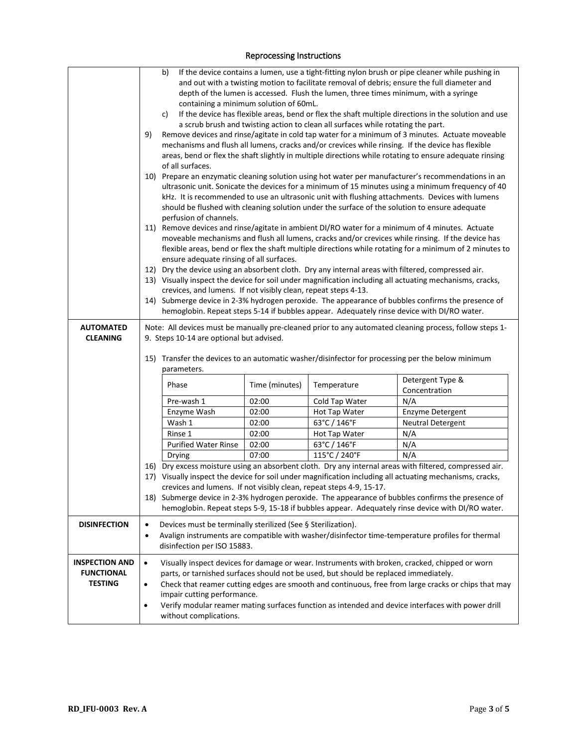## Reprocessing Instructions

| | |
|---|---|
| | b) If the device contains a lumen, use a tight-fitting nylon brush or pipe cleaner while pushing in and out with a twisting motion to facilitate removal of debris; ensure the full diameter and depth of the lumen is accessed. Flush the lumen, three times minimum, with a syringe containing a minimum solution of 60mL.<br>c) If the device has flexible areas, bend or flex the shaft multiple directions in the solution and use a scrub brush and twisting action to clean all surfaces while rotating the part.<br>9) Remove devices and rinse/agitate in cold tap water for a minimum of 3 minutes. Actuate moveable mechanisms and flush all lumens, cracks and/or crevices while rinsing. If the device has flexible areas, bend or flex the shaft slightly in multiple directions while rotating to ensure adequate rinsing of all surfaces.<br>10) Prepare an enzymatic cleaning solution using hot water per manufacturer's recommendations in an ultrasonic unit. Sonicate the devices for a minimum of 15 minutes using a minimum frequency of 40 kHz. It is recommended to use an ultrasonic unit with flushing attachments. Devices with lumens should be flushed with cleaning solution under the surface of the solution to ensure adequate perfusion of channels.<br>11) Remove devices and rinse/agitate in ambient DI/RO water for a minimum of 4 minutes. Actuate moveable mechanisms and flush all lumens, cracks and/or crevices while rinsing. If the device has flexible areas, bend or flex the shaft multiple directions while rotating for a minimum of 2 minutes to ensure adequate rinsing of all surfaces.<br>12) Dry the device using an absorbent cloth. Dry any internal areas with filtered, compressed air.<br>13) Visually inspect the device for soil under magnification including all actuating mechanisms, cracks, crevices, and lumens. If not visibly clean, repeat steps 4-13.<br>14) Submerge device in 2-3% hydrogen peroxide. The appearance of bubbles confirms the presence of hemoglobin. Repeat steps 5-14 if bubbles appear. Adequately rinse device with DI/RO water. |
| **AUTOMATED CLEANING** | Note: All devices must be manually pre-cleaned prior to any automated cleaning process, follow steps 1-9. Steps 10-14 are optional but advised.<br><br>15) Transfer the devices to an automatic washer/disinfector for processing per the below minimum parameters.<br><br>(see table below)<br><br>16) Dry excess moisture using an absorbent cloth. Dry any internal areas with filtered, compressed air.<br>17) Visually inspect the device for soil under magnification including all actuating mechanisms, cracks, crevices and lumens. If not visibly clean, repeat steps 4-9, 15-17.<br>18) Submerge device in 2-3% hydrogen peroxide. The appearance of bubbles confirms the presence of hemoglobin. Repeat steps 5-9, 15-18 if bubbles appear. Adequately rinse device with DI/RO water. |
| **DISINFECTION** | • Devices must be terminally sterilized (See § Sterilization).<br>• Avalign instruments are compatible with washer/disinfector time-temperature profiles for thermal disinfection per ISO 15883. |
| **INSPECTION AND FUNCTIONAL TESTING** | • Visually inspect devices for damage or wear. Instruments with broken, cracked, chipped or worn parts, or tarnished surfaces should not be used, but should be replaced immediately.<br>• Check that reamer cutting edges are smooth and continuous, free from large cracks or chips that may impair cutting performance.<br>• Verify modular reamer mating surfaces function as intended and device interfaces with power drill without complications. |

| Phase | Time (minutes) | Temperature | Detergent Type & Concentration |
|---|---|---|---|
| Pre-wash 1 | 02:00 | Cold Tap Water | N/A |
| Enzyme Wash | 02:00 | Hot Tap Water | Enzyme Detergent |
| Wash 1 | 02:00 | 63°C / 146°F | Neutral Detergent |
| Rinse 1 | 02:00 | Hot Tap Water | N/A |
| Purified Water Rinse | 02:00 | 63°C / 146°F | N/A |
| Drying | 07:00 | 115°C / 240°F | N/A |

RD_IFU-0003 Rev. A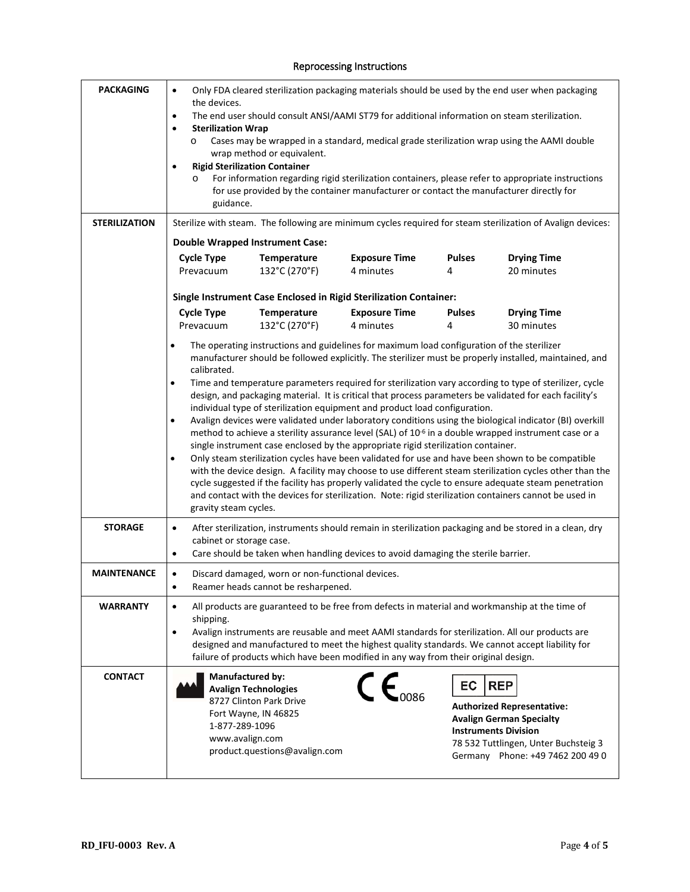## Reprocessing Instructions

**PACKAGING**

- Only FDA cleared sterilization packaging materials should be used by the end user when packaging the devices.
- The end user should consult ANSI/AAMI ST79 for additional information on steam sterilization.
- **Sterilization Wrap**
  - Cases may be wrapped in a standard, medical grade sterilization wrap using the AAMI double wrap method or equivalent.
- **Rigid Sterilization Container**
  - For information regarding rigid sterilization containers, please refer to appropriate instructions for use provided by the container manufacturer or contact the manufacturer directly for guidance.

**STERILIZATION**

Sterilize with steam. The following are minimum cycles required for steam sterilization of Avalign devices:

**Double Wrapped Instrument Case:**

| Cycle Type | Temperature | Exposure Time | Pulses | Drying Time |
|---|---|---|---|---|
| Prevacuum | 132°C (270°F) | 4 minutes | 4 | 20 minutes |

**Single Instrument Case Enclosed in Rigid Sterilization Container:**

| Cycle Type | Temperature | Exposure Time | Pulses | Drying Time |
|---|---|---|---|---|
| Prevacuum | 132°C (270°F) | 4 minutes | 4 | 30 minutes |

- The operating instructions and guidelines for maximum load configuration of the sterilizer manufacturer should be followed explicitly. The sterilizer must be properly installed, maintained, and calibrated.
- Time and temperature parameters required for sterilization vary according to type of sterilizer, cycle design, and packaging material. It is critical that process parameters be validated for each facility's individual type of sterilization equipment and product load configuration.
- Avalign devices were validated under laboratory conditions using the biological indicator (BI) overkill method to achieve a sterility assurance level (SAL) of $10^{-6}$ in a double wrapped instrument case or a single instrument case enclosed by the appropriate rigid sterilization container.
- Only steam sterilization cycles have been validated for use and have been shown to be compatible with the device design. A facility may choose to use different steam sterilization cycles other than the cycle suggested if the facility has properly validated the cycle to ensure adequate steam penetration and contact with the devices for sterilization. Note: rigid sterilization containers cannot be used in gravity steam cycles.

**STORAGE**

- After sterilization, instruments should remain in sterilization packaging and be stored in a clean, dry cabinet or storage case.
- Care should be taken when handling devices to avoid damaging the sterile barrier.

**MAINTENANCE**

- Discard damaged, worn or non-functional devices.
- Reamer heads cannot be resharpened.

**WARRANTY**

- All products are guaranteed to be free from defects in material and workmanship at the time of shipping.
- Avalign instruments are reusable and meet AAMI standards for sterilization. All our products are designed and manufactured to meet the highest quality standards. We cannot accept liability for failure of products which have been modified in any way from their original design.

**CONTACT**

**Manufactured by:**
**Avalign Technologies**
8727 Clinton Park Drive
Fort Wayne, IN 46825
1-877-289-1096
www.avalign.com
product.questions@avalign.com

CE 0086

EC REP

**Authorized Representative:**
**Avalign German Specialty Instruments Division**
78 532 Tuttlingen, Unter Buchsteig 3
Germany Phone: +49 7462 200 49 0

RD_IFU-0003 Rev. A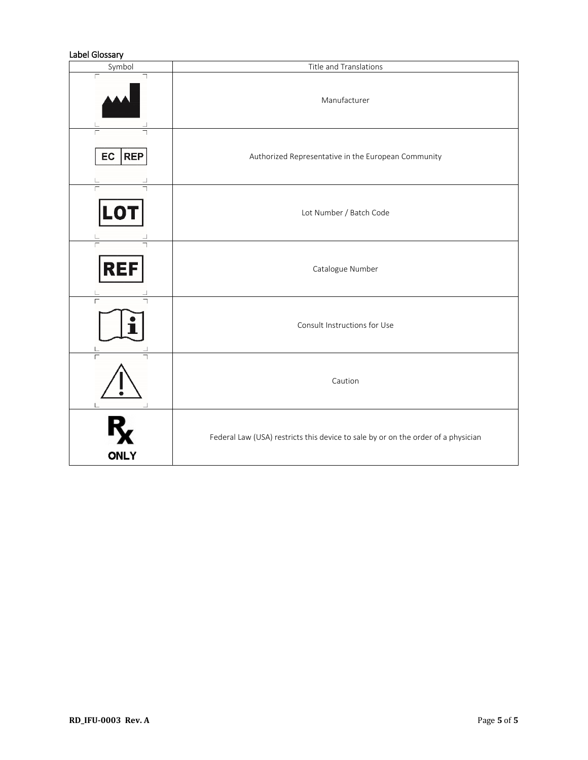## Label Glossary

| Symbol | Title and Translations |
| --- | --- |
| | Manufacturer |
| EC REP | Authorized Representative in the European Community |
| LOT | Lot Number / Batch Code |
| REF | Catalogue Number |
| | Consult Instructions for Use |
| | Caution |
| Rx ONLY | Federal Law (USA) restricts this device to sale by or on the order of a physician |

RD_IFU-0003 Rev. A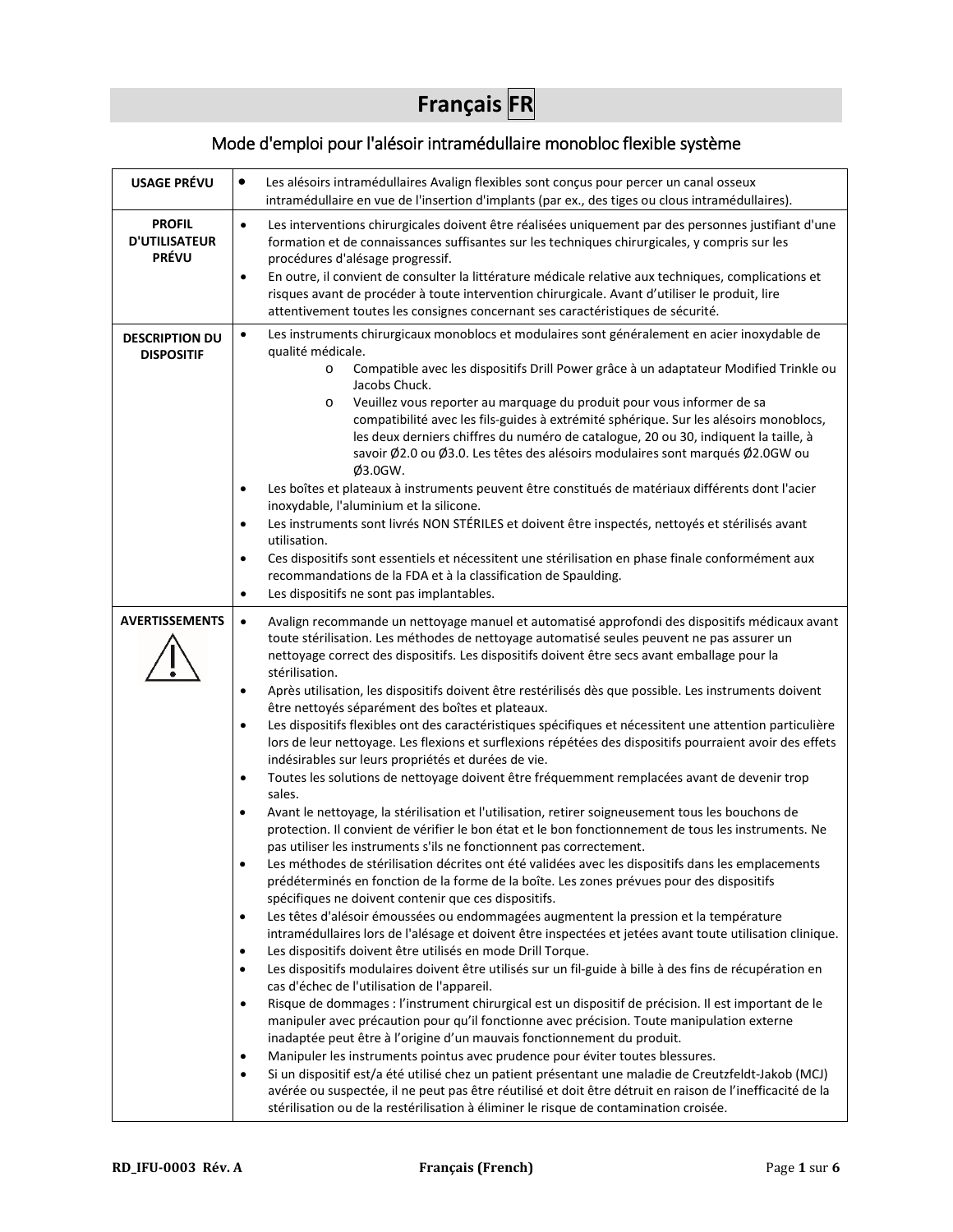# Français FR

## Mode d'emploi pour l'alésoir intramédullaire monobloc flexible système

| | |
|---|---|
| **USAGE PRÉVU** | • Les alésoirs intramédullaires Avalign flexibles sont conçus pour percer un canal osseux intramédullaire en vue de l'insertion d'implants (par ex., des tiges ou clous intramédullaires). |
| **PROFIL D'UTILISATEUR PRÉVU** | • Les interventions chirurgicales doivent être réalisées uniquement par des personnes justifiant d'une formation et de connaissances suffisantes sur les techniques chirurgicales, y compris sur les procédures d'alésage progressif.<br>• En outre, il convient de consulter la littérature médicale relative aux techniques, complications et risques avant de procéder à toute intervention chirurgicale. Avant d'utiliser le produit, lire attentivement toutes les consignes concernant ses caractéristiques de sécurité. |
| **DESCRIPTION DU DISPOSITIF** | • Les instruments chirurgicaux monoblocs et modulaires sont généralement en acier inoxydable de qualité médicale.<br>  o Compatible avec les dispositifs Drill Power grâce à un adaptateur Modified Trinkle ou Jacobs Chuck.<br>  o Veuillez vous reporter au marquage du produit pour vous informer de sa compatibilité avec les fils-guides à extrémité sphérique. Sur les alésoirs monoblocs, les deux derniers chiffres du numéro de catalogue, 20 ou 30, indiquent la taille, à savoir Ø2.0 ou Ø3.0. Les têtes des alésoirs modulaires sont marqués Ø2.0GW ou Ø3.0GW.<br>• Les boîtes et plateaux à instruments peuvent être constitués de matériaux différents dont l'acier inoxydable, l'aluminium et la silicone.<br>• Les instruments sont livrés NON STÉRILES et doivent être inspectés, nettoyés et stérilisés avant utilisation.<br>• Ces dispositifs sont essentiels et nécessitent une stérilisation en phase finale conformément aux recommandations de la FDA et à la classification de Spaulding.<br>• Les dispositifs ne sont pas implantables. |
| **AVERTISSEMENTS** | • Avalign recommande un nettoyage manuel et automatisé approfondi des dispositifs médicaux avant toute stérilisation. Les méthodes de nettoyage automatisé seules peuvent ne pas assurer un nettoyage correct des dispositifs. Les dispositifs doivent être secs avant emballage pour la stérilisation.<br>• Après utilisation, les dispositifs doivent être restérilisés dès que possible. Les instruments doivent être nettoyés séparément des boîtes et plateaux.<br>• Les dispositifs flexibles ont des caractéristiques spécifiques et nécessitent une attention particulière lors de leur nettoyage. Les flexions et surflexions répétées des dispositifs pourraient avoir des effets indésirables sur leurs propriétés et durées de vie.<br>• Toutes les solutions de nettoyage doivent être fréquemment remplacées avant de devenir trop sales.<br>• Avant le nettoyage, la stérilisation et l'utilisation, retirer soigneusement tous les bouchons de protection. Il convient de vérifier le bon état et le bon fonctionnement de tous les instruments. Ne pas utiliser les instruments s'ils ne fonctionnent pas correctement.<br>• Les méthodes de stérilisation décrites ont été validées avec les dispositifs dans les emplacements prédéterminés en fonction de la forme de la boîte. Les zones prévues pour des dispositifs spécifiques ne doivent contenir que ces dispositifs.<br>• Les têtes d'alésoir émoussées ou endommagées augmentent la pression et la température intramédullaires lors de l'alésage et doivent être inspectées et jetées avant toute utilisation clinique.<br>• Les dispositifs doivent être utilisés en mode Drill Torque.<br>• Les dispositifs modulaires doivent être utilisés sur un fil-guide à bille à des fins de récupération en cas d'échec de l'utilisation de l'appareil.<br>• Risque de dommages : l'instrument chirurgical est un dispositif de précision. Il est important de le manipuler avec précaution pour qu'il fonctionne avec précision. Toute manipulation externe inadaptée peut être à l'origine d'un mauvais fonctionnement du produit.<br>• Manipuler les instruments pointus avec prudence pour éviter toutes blessures.<br>• Si un dispositif est/a été utilisé chez un patient présentant une maladie de Creutzfeldt-Jakob (MCJ) avérée ou suspectée, il ne peut pas être réutilisé et doit être détruit en raison de l'inefficacité de la stérilisation ou de la restérilisation à éliminer le risque de contamination croisée. |

RD_IFU-0003 Rév. A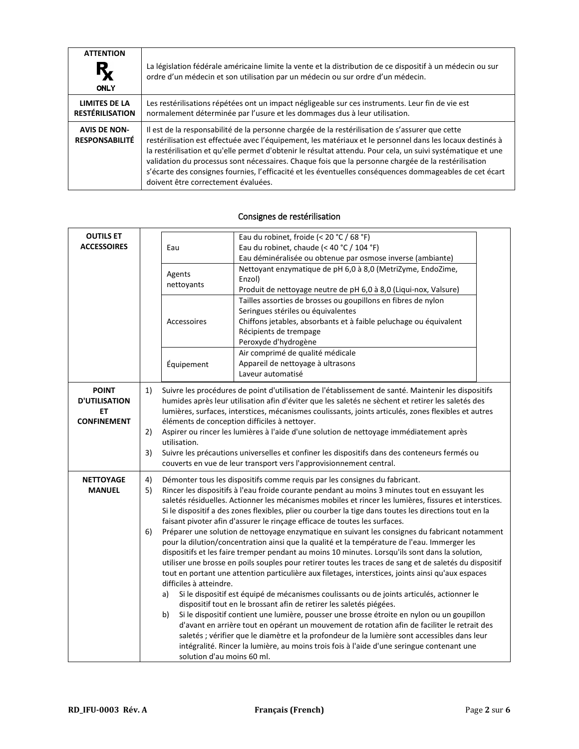| | |
|---|---|
| **ATTENTION** Rx ONLY | La législation fédérale américaine limite la vente et la distribution de ce dispositif à un médecin ou sur ordre d'un médecin et son utilisation par un médecin ou sur ordre d'un médecin. |
| **LIMITES DE LA RESTÉRILISATION** | Les restérilisations répétées ont un impact négligeable sur ces instruments. Leur fin de vie est normalement déterminée par l'usure et les dommages dus à leur utilisation. |
| **AVIS DE NON-RESPONSABILITÉ** | Il est de la responsabilité de la personne chargée de la restérilisation de s'assurer que cette restérilisation est effectuée avec l'équipement, les matériaux et le personnel dans les locaux destinés à la restérilisation et qu'elle permet d'obtenir le résultat attendu. Pour cela, un suivi systématique et une validation du processus sont nécessaires. Chaque fois que la personne chargée de la restérilisation s'écarte des consignes fournies, l'efficacité et les éventuelles conséquences dommageables de cet écart doivent être correctement évaluées. |

## Consignes de restérilisation

| | | |
|---|---|---|
| **OUTILS ET ACCESSOIRES** | Eau | Eau du robinet, froide (< 20 °C / 68 °F)<br>Eau du robinet, chaude (< 40 °C / 104 °F)<br>Eau déminéralisée ou obtenue par osmose inverse (ambiante) |
| | Agents nettoyants | Nettoyant enzymatique de pH 6,0 à 8,0 (MetriZyme, EndoZime, Enzol)<br>Produit de nettoyage neutre de pH 6,0 à 8,0 (Liqui-nox, Valsure) |
| | Accessoires | Tailles assorties de brosses ou goupillons en fibres de nylon<br>Seringues stériles ou équivalentes<br>Chiffons jetables, absorbants et à faible peluchage ou équivalent<br>Récipients de trempage<br>Peroxyde d'hydrogène |
| | Équipement | Air comprimé de qualité médicale<br>Appareil de nettoyage à ultrasons<br>Laveur automatisé |
| **POINT D'UTILISATION ET CONFINEMENT** | 1) Suivre les procédures de point d'utilisation de l'établissement de santé. Maintenir les dispositifs humides après leur utilisation afin d'éviter que les saletés ne sèchent et retirer les saletés des lumières, surfaces, interstices, mécanismes coulissants, joints articulés, zones flexibles et autres éléments de conception difficiles à nettoyer.<br>2) Aspirer ou rincer les lumières à l'aide d'une solution de nettoyage immédiatement après utilisation.<br>3) Suivre les précautions universelles et confiner les dispositifs dans des conteneurs fermés ou couverts en vue de leur transport vers l'approvisionnement central. | |
| **NETTOYAGE MANUEL** | 4) Démonter tous les dispositifs comme requis par les consignes du fabricant.<br>5) Rincer les dispositifs à l'eau froide courante pendant au moins 3 minutes tout en essuyant les saletés résiduelles. Actionner les mécanismes mobiles et rincer les lumières, fissures et interstices. Si le dispositif a des zones flexibles, plier ou courber la tige dans toutes les directions tout en la faisant pivoter afin d'assurer le rinçage efficace de toutes les surfaces.<br>6) Préparer une solution de nettoyage enzymatique en suivant les consignes du fabricant notamment pour la dilution/concentration ainsi que la qualité et la température de l'eau. Immerger les dispositifs et les faire tremper pendant au moins 10 minutes. Lorsqu'ils sont dans la solution, utiliser une brosse en poils souples pour retirer toutes les traces de sang et de saletés du dispositif tout en portant une attention particulière aux filetages, interstices, joints ainsi qu'aux espaces difficiles à atteindre.<br>a) Si le dispositif est équipé de mécanismes coulissants ou de joints articulés, actionner le dispositif tout en le brossant afin de retirer les saletés piégées.<br>b) Si le dispositif contient une lumière, pousser une brosse étroite en nylon ou un goupillon d'avant en arrière tout en opérant un mouvement de rotation afin de faciliter le retrait des saletés ; vérifier que le diamètre et la profondeur de la lumière sont accessibles dans leur intégralité. Rincer la lumière, au moins trois fois à l'aide d'une seringue contenant une solution d'au moins 60 ml. | |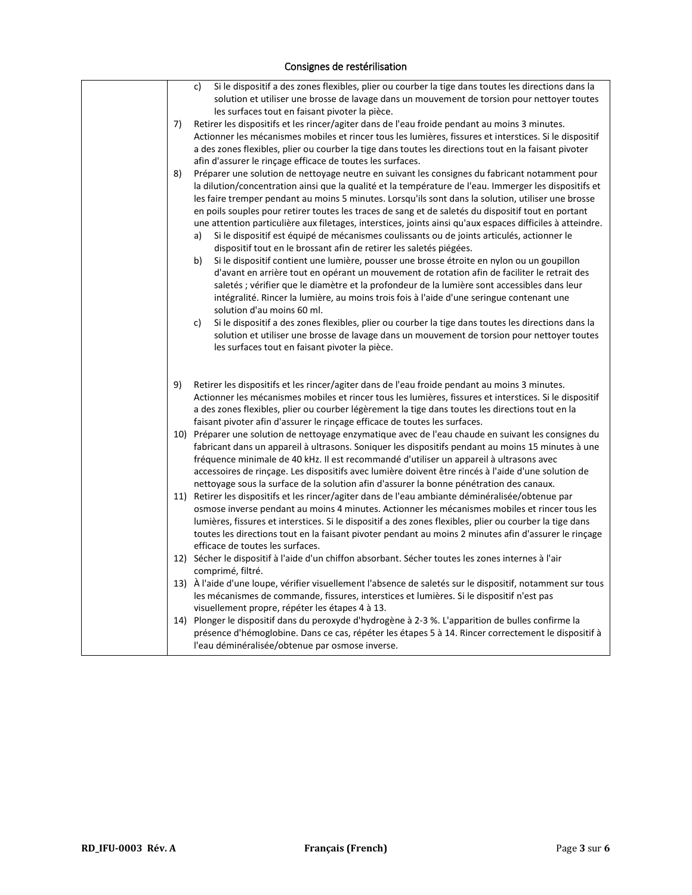Consignes de restérilisation

| | |
|---|---|
| | c) Si le dispositif a des zones flexibles, plier ou courber la tige dans toutes les directions dans la solution et utiliser une brosse de lavage dans un mouvement de torsion pour nettoyer toutes les surfaces tout en faisant pivoter la pièce.<br>7) Retirer les dispositifs et les rincer/agiter dans de l'eau froide pendant au moins 3 minutes. Actionner les mécanismes mobiles et rincer tous les lumières, fissures et interstices. Si le dispositif a des zones flexibles, plier ou courber la tige dans toutes les directions tout en la faisant pivoter afin d'assurer le rinçage efficace de toutes les surfaces.<br>8) Préparer une solution de nettoyage neutre en suivant les consignes du fabricant notamment pour la dilution/concentration ainsi que la qualité et la température de l'eau. Immerger les dispositifs et les faire tremper pendant au moins 5 minutes. Lorsqu'ils sont dans la solution, utiliser une brosse en poils souples pour retirer toutes les traces de sang et de saletés du dispositif tout en portant une attention particulière aux filetages, interstices, joints ainsi qu'aux espaces difficiles à atteindre.<br>a) Si le dispositif est équipé de mécanismes coulissants ou de joints articulés, actionner le dispositif tout en le brossant afin de retirer les saletés piégées.<br>b) Si le dispositif contient une lumière, pousser une brosse étroite en nylon ou un goupillon d'avant en arrière tout en opérant un mouvement de rotation afin de faciliter le retrait des saletés ; vérifier que le diamètre et la profondeur de la lumière sont accessibles dans leur intégralité. Rincer la lumière, au moins trois fois à l'aide d'une seringue contenant une solution d'au moins 60 ml.<br>c) Si le dispositif a des zones flexibles, plier ou courber la tige dans toutes les directions dans la solution et utiliser une brosse de lavage dans un mouvement de torsion pour nettoyer toutes les surfaces tout en faisant pivoter la pièce.<br>9) Retirer les dispositifs et les rincer/agiter dans de l'eau froide pendant au moins 3 minutes. Actionner les mécanismes mobiles et rincer tous les lumières, fissures et interstices. Si le dispositif a des zones flexibles, plier ou courber légèrement la tige dans toutes les directions tout en la faisant pivoter afin d'assurer le rinçage efficace de toutes les surfaces.<br>10) Préparer une solution de nettoyage enzymatique avec de l'eau chaude en suivant les consignes du fabricant dans un appareil à ultrasons. Soniquer les dispositifs pendant au moins 15 minutes à une fréquence minimale de 40 kHz. Il est recommandé d'utiliser un appareil à ultrasons avec accessoires de rinçage. Les dispositifs avec lumière doivent être rincés à l'aide d'une solution de nettoyage sous la surface de la solution afin d'assurer la bonne pénétration des canaux.<br>11) Retirer les dispositifs et les rincer/agiter dans de l'eau ambiante déminéralisée/obtenue par osmose inverse pendant au moins 4 minutes. Actionner les mécanismes mobiles et rincer tous les lumières, fissures et interstices. Si le dispositif a des zones flexibles, plier ou courber la tige dans toutes les directions tout en la faisant pivoter pendant au moins 2 minutes afin d'assurer le rinçage efficace de toutes les surfaces.<br>12) Sécher le dispositif à l'aide d'un chiffon absorbant. Sécher toutes les zones internes à l'air comprimé, filtré.<br>13) À l'aide d'une loupe, vérifier visuellement l'absence de saletés sur le dispositif, notamment sur tous les mécanismes de commande, fissures, interstices et lumières. Si le dispositif n'est pas visuellement propre, répéter les étapes 4 à 13.<br>14) Plonger le dispositif dans du peroxyde d'hydrogène à 2-3 %. L'apparition de bulles confirme la présence d'hémoglobine. Dans ce cas, répéter les étapes 5 à 14. Rincer correctement le dispositif à l'eau déminéralisée/obtenue par osmose inverse. |

RD_IFU-0003 Rév. A Français (French)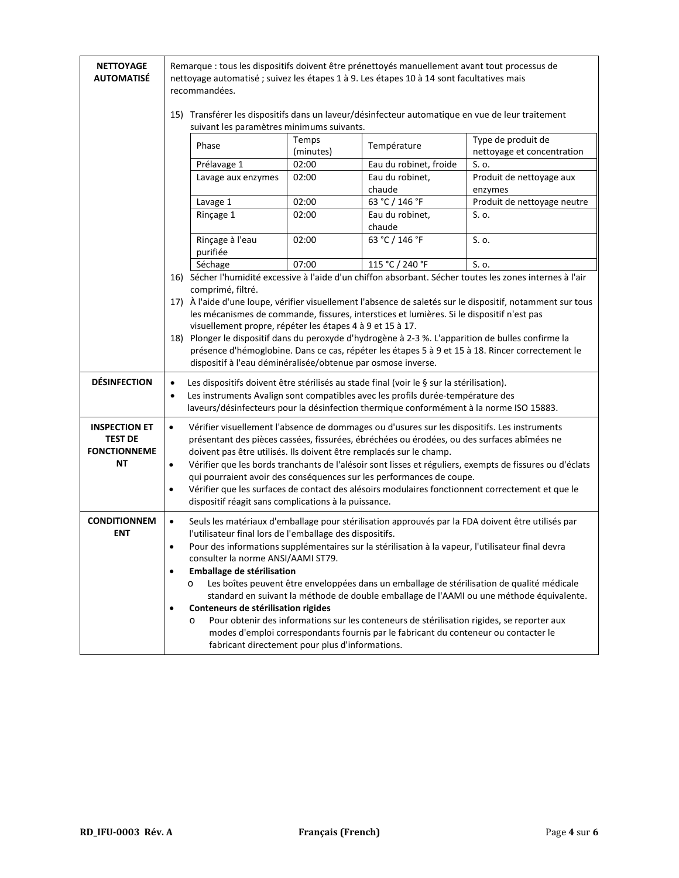| | |
|---|---|
| **NETTOYAGE AUTOMATISÉ** | Remarque : tous les dispositifs doivent être prénettoyés manuellement avant tout processus de nettoyage automatisé ; suivez les étapes 1 à 9. Les étapes 10 à 14 sont facultatives mais recommandées. |

15) Transférer les dispositifs dans un laveur/désinfecteur automatique en vue de leur traitement suivant les paramètres minimums suivants.

| Phase | Temps (minutes) | Température | Type de produit de nettoyage et concentration |
|---|---|---|---|
| Prélavage 1 | 02:00 | Eau du robinet, froide | S. o. |
| Lavage aux enzymes | 02:00 | Eau du robinet, chaude | Produit de nettoyage aux enzymes |
| Lavage 1 | 02:00 | 63 °C / 146 °F | Produit de nettoyage neutre |
| Rinçage 1 | 02:00 | Eau du robinet, chaude | S. o. |
| Rinçage à l'eau purifiée | 02:00 | 63 °C / 146 °F | S. o. |
| Séchage | 07:00 | 115 °C / 240 °F | S. o. |

16) Sécher l'humidité excessive à l'aide d'un chiffon absorbant. Sécher toutes les zones internes à l'air comprimé, filtré.
17) À l'aide d'une loupe, vérifier visuellement l'absence de saletés sur le dispositif, notamment sur tous les mécanismes de commande, fissures, interstices et lumières. Si le dispositif n'est pas visuellement propre, répéter les étapes 4 à 9 et 15 à 17.
18) Plonger le dispositif dans du peroxyde d'hydrogène à 2-3 %. L'apparition de bulles confirme la présence d'hémoglobine. Dans ce cas, répéter les étapes 5 à 9 et 15 à 18. Rincer correctement le dispositif à l'eau déminéralisée/obtenue par osmose inverse.

**DÉSINFECTION**

- Les dispositifs doivent être stérilisés au stade final (voir le § sur la stérilisation).
- Les instruments Avalign sont compatibles avec les profils durée-température des laveurs/désinfecteurs pour la désinfection thermique conformément à la norme ISO 15883.

**INSPECTION ET TEST DE FONCTIONNEMENT**

- Vérifier visuellement l'absence de dommages ou d'usures sur les dispositifs. Les instruments présentant des pièces cassées, fissurées, ébréchées ou érodées, ou des surfaces abîmées ne doivent pas être utilisés. Ils doivent être remplacés sur le champ.
- Vérifier que les bords tranchants de l'alésoir sont lisses et réguliers, exempts de fissures ou d'éclats qui pourraient avoir des conséquences sur les performances de coupe.
- Vérifier que les surfaces de contact des alésoirs modulaires fonctionnent correctement et que le dispositif réagit sans complications à la puissance.

**CONDITIONNEMENT**

- Seuls les matériaux d'emballage pour stérilisation approuvés par la FDA doivent être utilisés par l'utilisateur final lors de l'emballage des dispositifs.
- Pour des informations supplémentaires sur la stérilisation à la vapeur, l'utilisateur final devra consulter la norme ANSI/AAMI ST79.
- **Emballage de stérilisation**
  - Les boîtes peuvent être enveloppées dans un emballage de stérilisation de qualité médicale standard en suivant la méthode de double emballage de l'AAMI ou une méthode équivalente.
- **Conteneurs de stérilisation rigides**
  - Pour obtenir des informations sur les conteneurs de stérilisation rigides, se reporter aux modes d'emploi correspondants fournis par le fabricant du conteneur ou contacter le fabricant directement pour plus d'informations.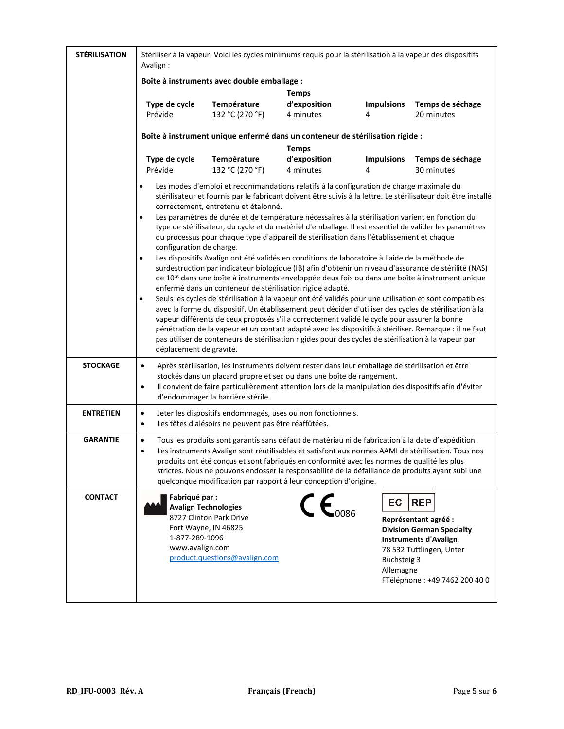**STÉRILISATION**

Stériliser à la vapeur. Voici les cycles minimums requis pour la stérilisation à la vapeur des dispositifs Avalign :

**Boîte à instruments avec double emballage :**

| Type de cycle | Température | Temps d'exposition | Impulsions | Temps de séchage |
|---|---|---|---|---|
| Prévide | 132 °C (270 °F) | 4 minutes | 4 | 20 minutes |

**Boîte à instrument unique enfermé dans un conteneur de stérilisation rigide :**

| Type de cycle | Température | Temps d'exposition | Impulsions | Temps de séchage |
|---|---|---|---|---|
| Prévide | 132 °C (270 °F) | 4 minutes | 4 | 30 minutes |

- Les modes d'emploi et recommandations relatifs à la configuration de charge maximale du stérilisateur et fournis par le fabricant doivent être suivis à la lettre. Le stérilisateur doit être installé correctement, entretenu et étalonné.
- Les paramètres de durée et de température nécessaires à la stérilisation varient en fonction du type de stérilisateur, du cycle et du matériel d'emballage. Il est essentiel de valider les paramètres du processus pour chaque type d'appareil de stérilisation dans l'établissement et chaque configuration de charge.
- Les dispositifs Avalign ont été validés en conditions de laboratoire à l'aide de la méthode de surdestruction par indicateur biologique (IB) afin d'obtenir un niveau d'assurance de stérilité (NAS) de $10^{-6}$ dans une boîte à instruments enveloppée deux fois ou dans une boîte à instrument unique enfermé dans un conteneur de stérilisation rigide adapté.
- Seuls les cycles de stérilisation à la vapeur ont été validés pour une utilisation et sont compatibles avec la forme du dispositif. Un établissement peut décider d'utiliser des cycles de stérilisation à la vapeur différents de ceux proposés s'il a correctement validé le cycle pour assurer la bonne pénétration de la vapeur et un contact adapté avec les dispositifs à stériliser. Remarque : il ne faut pas utiliser de conteneurs de stérilisation rigides pour des cycles de stérilisation à la vapeur par déplacement de gravité.

**STOCKAGE**

- Après stérilisation, les instruments doivent rester dans leur emballage de stérilisation et être stockés dans un placard propre et sec ou dans une boîte de rangement.
- Il convient de faire particulièrement attention lors de la manipulation des dispositifs afin d'éviter d'endommager la barrière stérile.

**ENTRETIEN**

- Jeter les dispositifs endommagés, usés ou non fonctionnels.
- Les têtes d'alésoirs ne peuvent pas être réaffûtées.

**GARANTIE**

- Tous les produits sont garantis sans défaut de matériau ni de fabrication à la date d'expédition.
- Les instruments Avalign sont réutilisables et satisfont aux normes AAMI de stérilisation. Tous nos produits ont été conçus et sont fabriqués en conformité avec les normes de qualité les plus strictes. Nous ne pouvons endosser la responsabilité de la défaillance de produits ayant subi une quelconque modification par rapport à leur conception d'origine.

**CONTACT**

**Fabriqué par :**
**Avalign Technologies**
8727 Clinton Park Drive
Fort Wayne, IN 46825
1-877-289-1096
www.avalign.com
product.questions@avalign.com

CE 0086

EC REP

**Représentant agréé :**
**Division German Specialty Instruments d'Avalign**
78 532 Tuttlingen, Unter Buchsteig 3
Allemagne
FTéléphone : +49 7462 200 40 0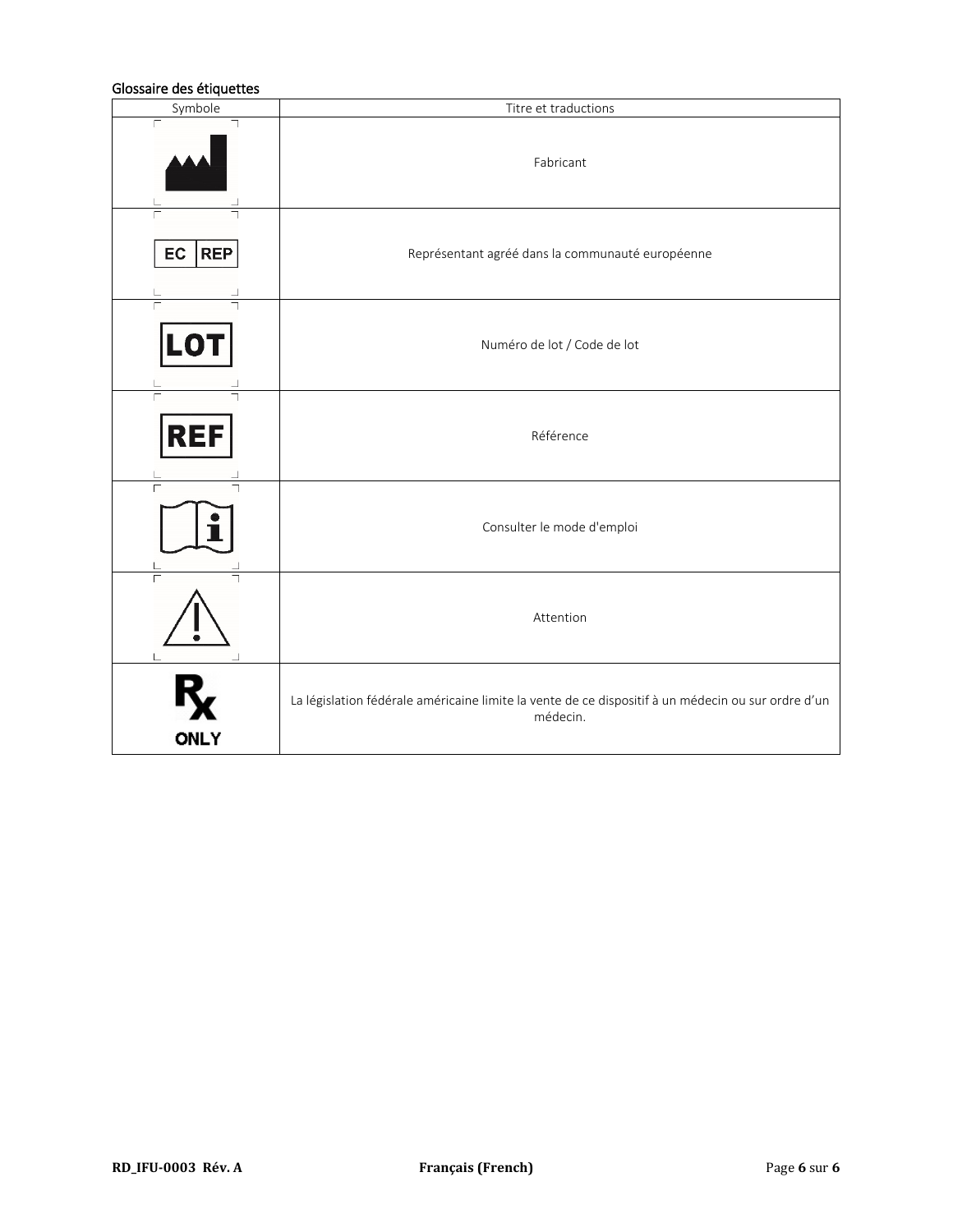## Glossaire des étiquettes

| Symbole | Titre et traductions |
|---|---|
| | Fabricant |
| EC REP | Représentant agréé dans la communauté européenne |
| LOT | Numéro de lot / Code de lot |
| REF | Référence |
| | Consulter le mode d'emploi |
| | Attention |
| Rx ONLY | La législation fédérale américaine limite la vente de ce dispositif à un médecin ou sur ordre d'un médecin. |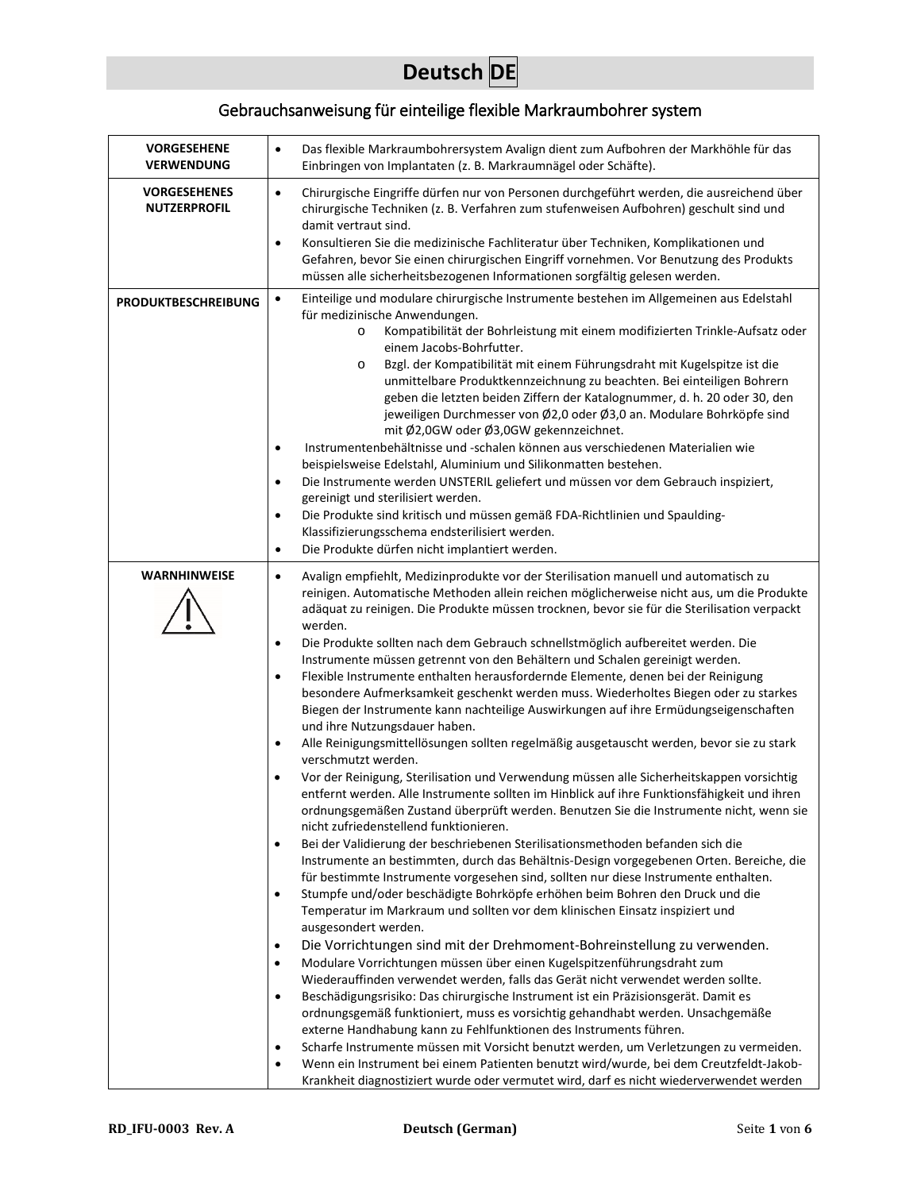# Deutsch DE

## Gebrauchsanweisung für einteilige flexible Markraumbohrer system

| | |
|---|---|
| **VORGESEHENE VERWENDUNG** | • Das flexible Markraumbohrersystem Avalign dient zum Aufbohren der Markhöhle für das Einbringen von Implantaten (z. B. Markraumnägel oder Schäfte). |
| **VORGESEHENES NUTZERPROFIL** | • Chirurgische Eingriffe dürfen nur von Personen durchgeführt werden, die ausreichend über chirurgische Techniken (z. B. Verfahren zum stufenweisen Aufbohren) geschult sind und damit vertraut sind.<br>• Konsultieren Sie die medizinische Fachliteratur über Techniken, Komplikationen und Gefahren, bevor Sie einen chirurgischen Eingriff vornehmen. Vor Benutzung des Produkts müssen alle sicherheitsbezogenen Informationen sorgfältig gelesen werden. |
| **PRODUKTBESCHREIBUNG** | • Einteilige und modulare chirurgische Instrumente bestehen im Allgemeinen aus Edelstahl für medizinische Anwendungen.<br>o Kompatibilität der Bohrleistung mit einem modifizierten Trinkle-Aufsatz oder einem Jacobs-Bohrfutter.<br>o Bzgl. der Kompatibilität mit einem Führungsdraht mit Kugelspitze ist die unmittelbare Produktkennzeichnung zu beachten. Bei einteiligen Bohrern geben die letzten beiden Ziffern der Katalognummer, d. h. 20 oder 30, den jeweiligen Durchmesser von Ø2,0 oder Ø3,0 an. Modulare Bohrköpfe sind mit Ø2,0GW oder Ø3,0GW gekennzeichnet.<br>• Instrumentenbehältnisse und -schalen können aus verschiedenen Materialien wie beispielsweise Edelstahl, Aluminium und Silikonmatten bestehen.<br>• Die Instrumente werden UNSTERIL geliefert und müssen vor dem Gebrauch inspiziert, gereinigt und sterilisiert werden.<br>• Die Produkte sind kritisch und müssen gemäß FDA-Richtlinien und Spaulding-Klassifizierungsschema endsterilisiert werden.<br>• Die Produkte dürfen nicht implantiert werden. |
| **WARNHINWEISE** | • Avalign empfiehlt, Medizinprodukte vor der Sterilisation manuell und automatisch zu reinigen. Automatische Methoden allein reichen möglicherweise nicht aus, um die Produkte adäquat zu reinigen. Die Produkte müssen trocknen, bevor sie für die Sterilisation verpackt werden.<br>• Die Produkte sollten nach dem Gebrauch schnellstmöglich aufbereitet werden. Die Instrumente müssen getrennt von den Behältern und Schalen gereinigt werden.<br>• Flexible Instrumente enthalten herausfordernde Elemente, denen bei der Reinigung besondere Aufmerksamkeit geschenkt werden muss. Wiederholtes Biegen oder zu starkes Biegen der Instrumente kann nachteilige Auswirkungen auf ihre Ermüdungseigenschaften und ihre Nutzungsdauer haben.<br>• Alle Reinigungsmittellösungen sollten regelmäßig ausgetauscht werden, bevor sie zu stark verschmutzt werden.<br>• Vor der Reinigung, Sterilisation und Verwendung müssen alle Sicherheitskappen vorsichtig entfernt werden. Alle Instrumente sollten im Hinblick auf ihre Funktionsfähigkeit und ihren ordnungsgemäßen Zustand überprüft werden. Benutzen Sie die Instrumente nicht, wenn sie nicht zufriedenstellend funktionieren.<br>• Bei der Validierung der beschriebenen Sterilisationsmethoden befanden sich die Instrumente an bestimmten, durch das Behältnis-Design vorgegebenen Orten. Bereiche, die für bestimmte Instrumente vorgesehen sind, sollten nur diese Instrumente enthalten.<br>• Stumpfe und/oder beschädigte Bohrköpfe erhöhen beim Bohren den Druck und die Temperatur im Markraum und sollten vor dem klinischen Einsatz inspiziert und ausgesondert werden.<br>• Die Vorrichtungen sind mit der Drehmoment-Bohreinstellung zu verwenden.<br>• Modulare Vorrichtungen müssen über einen Kugelspitzenführungsdraht zum Wiederauffinden verwendet werden, falls das Gerät nicht verwendet werden sollte.<br>• Beschädigungsrisiko: Das chirurgische Instrument ist ein Präzisionsgerät. Damit es ordnungsgemäß funktioniert, muss es vorsichtig gehandhabt werden. Unsachgemäße externe Handhabung kann zu Fehlfunktionen des Instruments führen.<br>• Scharfe Instrumente müssen mit Vorsicht benutzt werden, um Verletzungen zu vermeiden.<br>• Wenn ein Instrument bei einem Patienten benutzt wird/wurde, bei dem Creutzfeldt-Jakob-Krankheit diagnostiziert wurde oder vermutet wird, darf es nicht wiederverwendet werden |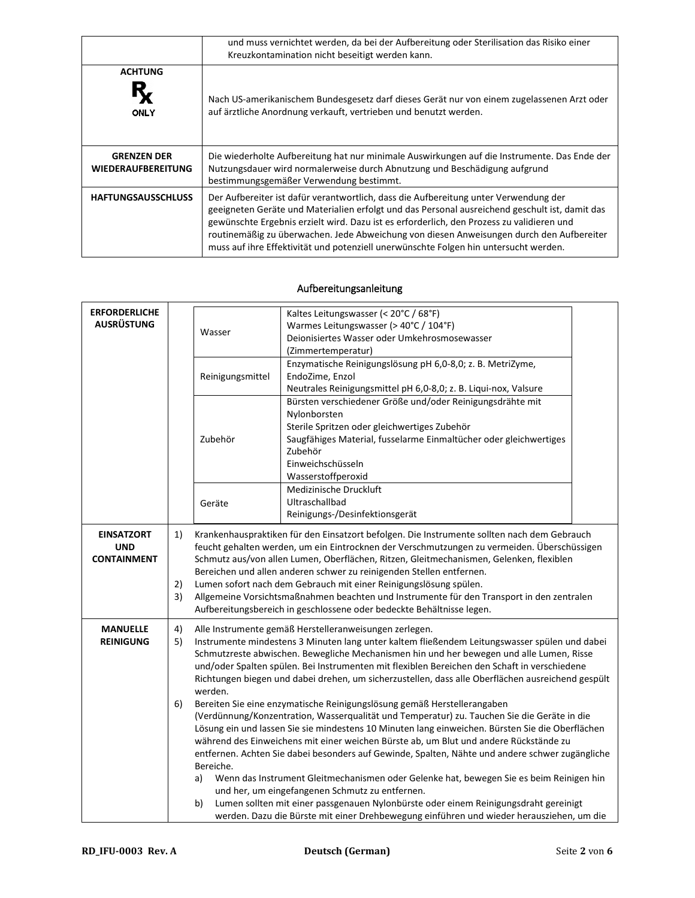| | |
|---|---|
| | und muss vernichtet werden, da bei der Aufbereitung oder Sterilisation das Risiko einer Kreuzkontamination nicht beseitigt werden kann. |
| **ACHTUNG** Rx ONLY | Nach US-amerikanischem Bundesgesetz darf dieses Gerät nur von einem zugelassenen Arzt oder auf ärztliche Anordnung verkauft, vertrieben und benutzt werden. |
| **GRENZEN DER WIEDERAUFBEREITUNG** | Die wiederholte Aufbereitung hat nur minimale Auswirkungen auf die Instrumente. Das Ende der Nutzungsdauer wird normalerweise durch Abnutzung und Beschädigung aufgrund bestimmungsgemäßer Verwendung bestimmt. |
| **HAFTUNGSAUSSCHLUSS** | Der Aufbereiter ist dafür verantwortlich, dass die Aufbereitung unter Verwendung der geeigneten Geräte und Materialien erfolgt und das Personal ausreichend geschult ist, damit das gewünschte Ergebnis erzielt wird. Dazu ist es erforderlich, den Prozess zu validieren und routinemäßig zu überwachen. Jede Abweichung von diesen Anweisungen durch den Aufbereiter muss auf ihre Effektivität und potenziell unerwünschte Folgen hin untersucht werden. |

## Aufbereitungsanleitung

**ERFORDERLICHE AUSRÜSTUNG**

| | |
|---|---|
| Wasser | Kaltes Leitungswasser (< 20°C / 68°F)<br>Warmes Leitungswasser (> 40°C / 104°F)<br>Deionisiertes Wasser oder Umkehrosmosewasser (Zimmertemperatur) |
| Reinigungsmittel | Enzymatische Reinigungslösung pH 6,0-8,0; z. B. MetriZyme, EndoZime, Enzol<br>Neutrales Reinigungsmittel pH 6,0-8,0; z. B. Liqui-nox, Valsure |
| Zubehör | Bürsten verschiedener Größe und/oder Reinigungsdrähte mit Nylonborsten<br>Sterile Spritzen oder gleichwertiges Zubehör<br>Saugfähiges Material, fusselarme Einmaltücher oder gleichwertiges Zubehör<br>Einweichschüsseln<br>Wasserstoffperoxid |
| Geräte | Medizinische Druckluft<br>Ultraschallbad<br>Reinigungs-/Desinfektionsgerät |

**EINSATZORT UND CONTAINMENT**

1) Krankenhauspraktiken für den Einsatzort befolgen. Die Instrumente sollten nach dem Gebrauch feucht gehalten werden, um ein Eintrocknen der Verschmutzungen zu vermeiden. Überschüssigen Schmutz aus/von allen Lumen, Oberflächen, Ritzen, Gleitmechanismen, Gelenken, flexiblen Bereichen und allen anderen schwer zu reinigenden Stellen entfernen.
2) Lumen sofort nach dem Gebrauch mit einer Reinigungslösung spülen.
3) Allgemeine Vorsichtsmaßnahmen beachten und Instrumente für den Transport in den zentralen Aufbereitungsbereich in geschlossene oder bedeckte Behältnisse legen.

**MANUELLE REINIGUNG**

4) Alle Instrumente gemäß Herstelleranweisungen zerlegen.
5) Instrumente mindestens 3 Minuten lang unter kaltem fließendem Leitungswasser spülen und dabei Schmutzreste abwischen. Bewegliche Mechanismen hin und her bewegen und alle Lumen, Risse und/oder Spalten spülen. Bei Instrumenten mit flexiblen Bereichen den Schaft in verschiedene Richtungen biegen und dabei drehen, um sicherzustellen, dass alle Oberflächen ausreichend gespült werden.
6) Bereiten Sie eine enzymatische Reinigungslösung gemäß Herstellerangaben (Verdünnung/Konzentration, Wasserqualität und Temperatur) zu. Tauchen Sie die Geräte in die Lösung ein und lassen Sie sie mindestens 10 Minuten lang einweichen. Bürsten Sie die Oberflächen während des Einweichens mit einer weichen Bürste ab, um Blut und andere Rückstände zu entfernen. Achten Sie dabei besonders auf Gewinde, Spalten, Nähte und andere schwer zugängliche Bereiche.
   a) Wenn das Instrument Gleitmechanismen oder Gelenke hat, bewegen Sie es beim Reinigen hin und her, um eingefangenen Schmutz zu entfernen.
   b) Lumen sollten mit einer passgenauen Nylonbürste oder einem Reinigungsdraht gereinigt werden. Dazu die Bürste mit einer Drehbewegung einführen und wieder herausziehen, um die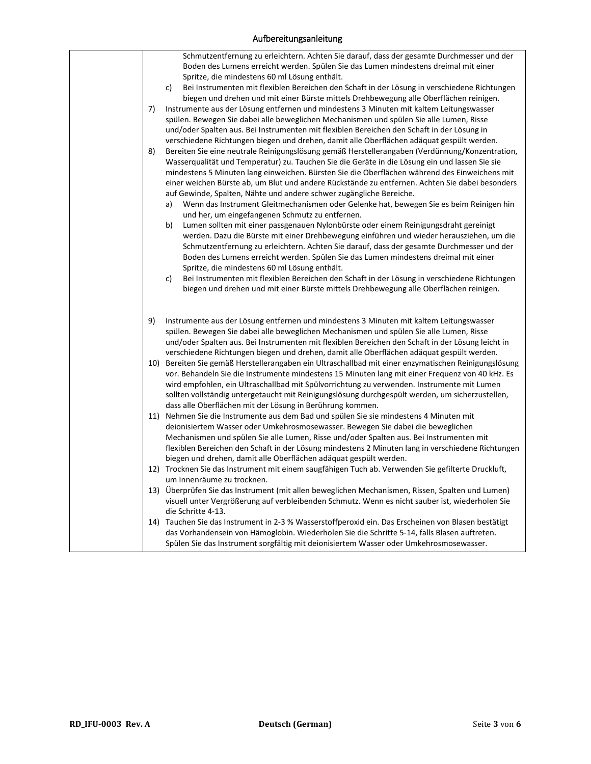| | |
|---|---|
| | Schmutzentfernung zu erleichtern. Achten Sie darauf, dass der gesamte Durchmesser und der Boden des Lumens erreicht werden. Spülen Sie das Lumen mindestens dreimal mit einer Spritze, die mindestens 60 ml Lösung enthält.<br>c) Bei Instrumenten mit flexiblen Bereichen den Schaft in der Lösung in verschiedene Richtungen biegen und drehen und mit einer Bürste mittels Drehbewegung alle Oberflächen reinigen.<br>7) Instrumente aus der Lösung entfernen und mindestens 3 Minuten mit kaltem Leitungswasser spülen. Bewegen Sie dabei alle beweglichen Mechanismen und spülen Sie alle Lumen, Risse und/oder Spalten aus. Bei Instrumenten mit flexiblen Bereichen den Schaft in der Lösung in verschiedene Richtungen biegen und drehen, damit alle Oberflächen adäquat gespült werden.<br>8) Bereiten Sie eine neutrale Reinigungslösung gemäß Herstellerangaben (Verdünnung/Konzentration, Wasserqualität und Temperatur) zu. Tauchen Sie die Geräte in die Lösung ein und lassen Sie sie mindestens 5 Minuten lang einweichen. Bürsten Sie die Oberflächen während des Einweichens mit einer weichen Bürste ab, um Blut und andere Rückstände zu entfernen. Achten Sie dabei besonders auf Gewinde, Spalten, Nähte und andere schwer zugängliche Bereiche.<br>a) Wenn das Instrument Gleitmechanismen oder Gelenke hat, bewegen Sie es beim Reinigen hin und her, um eingefangenen Schmutz zu entfernen.<br>b) Lumen sollten mit einer passgenauen Nylonbürste oder einem Reinigungsdraht gereinigt werden. Dazu die Bürste mit einer Drehbewegung einführen und wieder herausziehen, um die Schmutzentfernung zu erleichtern. Achten Sie darauf, dass der gesamte Durchmesser und der Boden des Lumens erreicht werden. Spülen Sie das Lumen mindestens dreimal mit einer Spritze, die mindestens 60 ml Lösung enthält.<br>c) Bei Instrumenten mit flexiblen Bereichen den Schaft in der Lösung in verschiedene Richtungen biegen und drehen und mit einer Bürste mittels Drehbewegung alle Oberflächen reinigen.<br>9) Instrumente aus der Lösung entfernen und mindestens 3 Minuten mit kaltem Leitungswasser spülen. Bewegen Sie dabei alle beweglichen Mechanismen und spülen Sie alle Lumen, Risse und/oder Spalten aus. Bei Instrumenten mit flexiblen Bereichen den Schaft in der Lösung leicht in verschiedene Richtungen biegen und drehen, damit alle Oberflächen adäquat gespült werden.<br>10) Bereiten Sie gemäß Herstellerangaben ein Ultraschallbad mit einer enzymatischen Reinigungslösung vor. Behandeln Sie die Instrumente mindestens 15 Minuten lang mit einer Frequenz von 40 kHz. Es wird empfohlen, ein Ultraschallbad mit Spülvorrichtung zu verwenden. Instrumente mit Lumen sollten vollständig untergetaucht mit Reinigungslösung durchgespült werden, um sicherzustellen, dass alle Oberflächen mit der Lösung in Berührung kommen.<br>11) Nehmen Sie die Instrumente aus dem Bad und spülen Sie sie mindestens 4 Minuten mit deionisiertem Wasser oder Umkehrosmosewasser. Bewegen Sie dabei die beweglichen Mechanismen und spülen Sie alle Lumen, Risse und/oder Spalten aus. Bei Instrumenten mit flexiblen Bereichen den Schaft in der Lösung mindestens 2 Minuten lang in verschiedene Richtungen biegen und drehen, damit alle Oberflächen adäquat gespült werden.<br>12) Trocknen Sie das Instrument mit einem saugfähigen Tuch ab. Verwenden Sie gefilterte Druckluft, um Innenräume zu trocknen.<br>13) Überprüfen Sie das Instrument (mit allen beweglichen Mechanismen, Rissen, Spalten und Lumen) visuell unter Vergrößerung auf verbleibenden Schmutz. Wenn es nicht sauber ist, wiederholen Sie die Schritte 4-13.<br>14) Tauchen Sie das Instrument in 2-3 % Wasserstoffperoxid ein. Das Erscheinen von Blasen bestätigt das Vorhandensein von Hämoglobin. Wiederholen Sie die Schritte 5-14, falls Blasen auftreten. Spülen Sie das Instrument sorgfältig mit deionisiertem Wasser oder Umkehrosmosewasser. |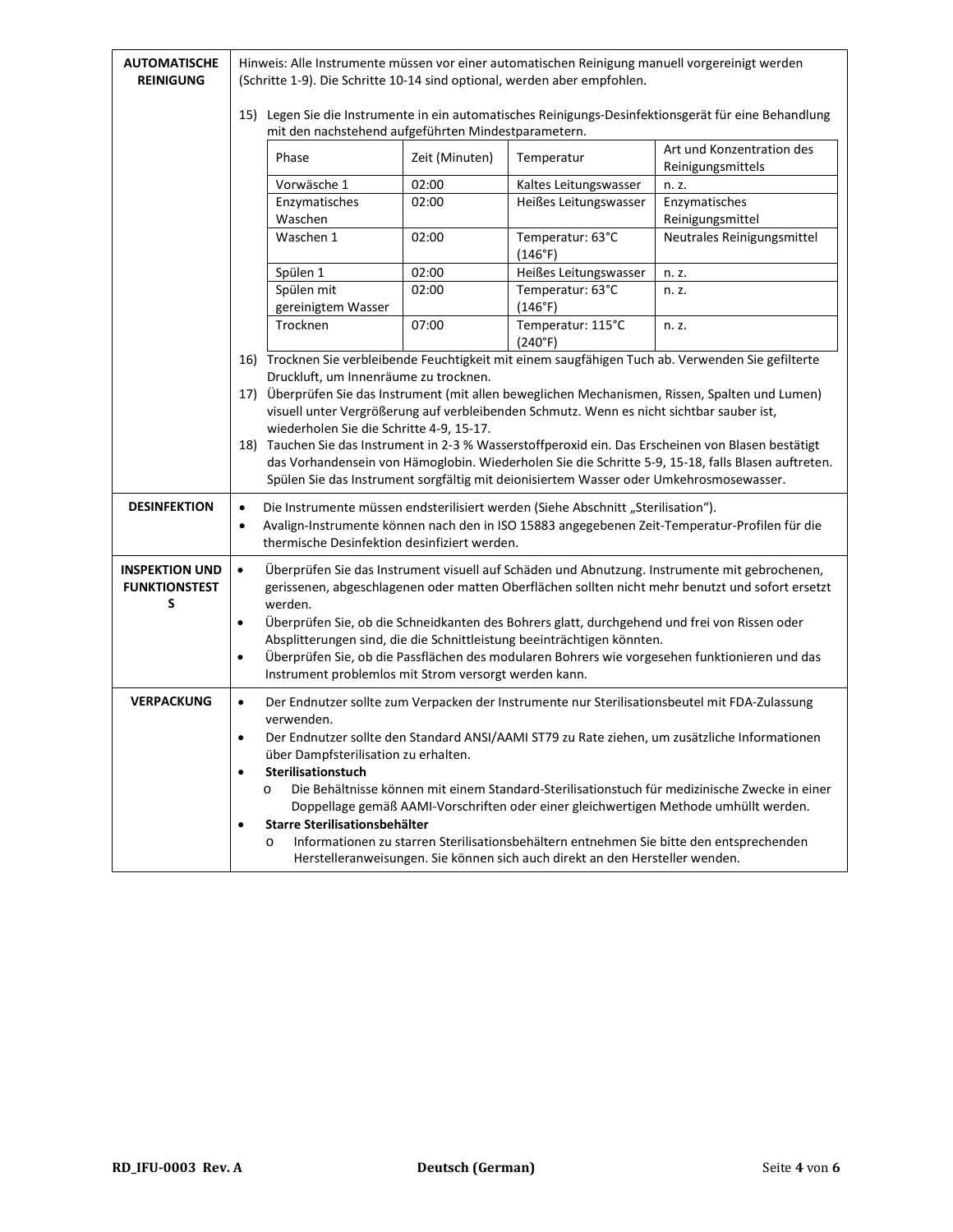| | |
|---|---|
| **AUTOMATISCHE REINIGUNG** | Hinweis: Alle Instrumente müssen vor einer automatischen Reinigung manuell vorgereinigt werden (Schritte 1-9). Die Schritte 10-14 sind optional, werden aber empfohlen.<br><br>15) Legen Sie die Instrumente in ein automatisches Reinigungs-Desinfektionsgerät für eine Behandlung mit den nachstehend aufgeführten Mindestparametern. |

| Phase | Zeit (Minuten) | Temperatur | Art und Konzentration des Reinigungsmittels |
|---|---|---|---|
| Vorwäsche 1 | 02:00 | Kaltes Leitungswasser | n. z. |
| Enzymatisches Waschen | 02:00 | Heißes Leitungswasser | Enzymatisches Reinigungsmittel |
| Waschen 1 | 02:00 | Temperatur: 63°C (146°F) | Neutrales Reinigungsmittel |
| Spülen 1 | 02:00 | Heißes Leitungswasser | n. z. |
| Spülen mit gereinigtem Wasser | 02:00 | Temperatur: 63°C (146°F) | n. z. |
| Trocknen | 07:00 | Temperatur: 115°C (240°F) | n. z. |

16) Trocknen Sie verbleibende Feuchtigkeit mit einem saugfähigen Tuch ab. Verwenden Sie gefilterte Druckluft, um Innenräume zu trocknen.
17) Überprüfen Sie das Instrument (mit allen beweglichen Mechanismen, Rissen, Spalten und Lumen) visuell unter Vergrößerung auf verbleibenden Schmutz. Wenn es nicht sichtbar sauber ist, wiederholen Sie die Schritte 4-9, 15-17.
18) Tauchen Sie das Instrument in 2-3 % Wasserstoffperoxid ein. Das Erscheinen von Blasen bestätigt das Vorhandensein von Hämoglobin. Wiederholen Sie die Schritte 5-9, 15-18, falls Blasen auftreten. Spülen Sie das Instrument sorgfältig mit deionisiertem Wasser oder Umkehrosmosewasser.

| | |
|---|---|
| **DESINFEKTION** | • Die Instrumente müssen endsterilisiert werden (Siehe Abschnitt „Sterilisation“).<br>• Avalign-Instrumente können nach den in ISO 15883 angegebenen Zeit-Temperatur-Profilen für die thermische Desinfektion desinfiziert werden. |
| **INSPEKTION UND FUNKTIONSTESTS** | • Überprüfen Sie das Instrument visuell auf Schäden und Abnutzung. Instrumente mit gebrochenen, gerissenen, abgeschlagenen oder matten Oberflächen sollten nicht mehr benutzt und sofort ersetzt werden.<br>• Überprüfen Sie, ob die Schneidkanten des Bohrers glatt, durchgehend und frei von Rissen oder Absplitterungen sind, die die Schnittleistung beeinträchtigen könnten.<br>• Überprüfen Sie, ob die Passflächen des modularen Bohrers wie vorgesehen funktionieren und das Instrument problemlos mit Strom versorgt werden kann. |
| **VERPACKUNG** | • Der Endnutzer sollte zum Verpacken der Instrumente nur Sterilisationsbeutel mit FDA-Zulassung verwenden.<br>• Der Endnutzer sollte den Standard ANSI/AAMI ST79 zu Rate ziehen, um zusätzliche Informationen über Dampfsterilisation zu erhalten.<br>• **Sterilisationstuch**<br>  o Die Behältnisse können mit einem Standard-Sterilisationstuch für medizinische Zwecke in einer Doppellage gemäß AAMI-Vorschriften oder einer gleichwertigen Methode umhüllt werden.<br>• **Starre Sterilisationsbehälter**<br>  o Informationen zu starren Sterilisationsbehältern entnehmen Sie bitte den entsprechenden Herstelleranweisungen. Sie können sich auch direkt an den Hersteller wenden. |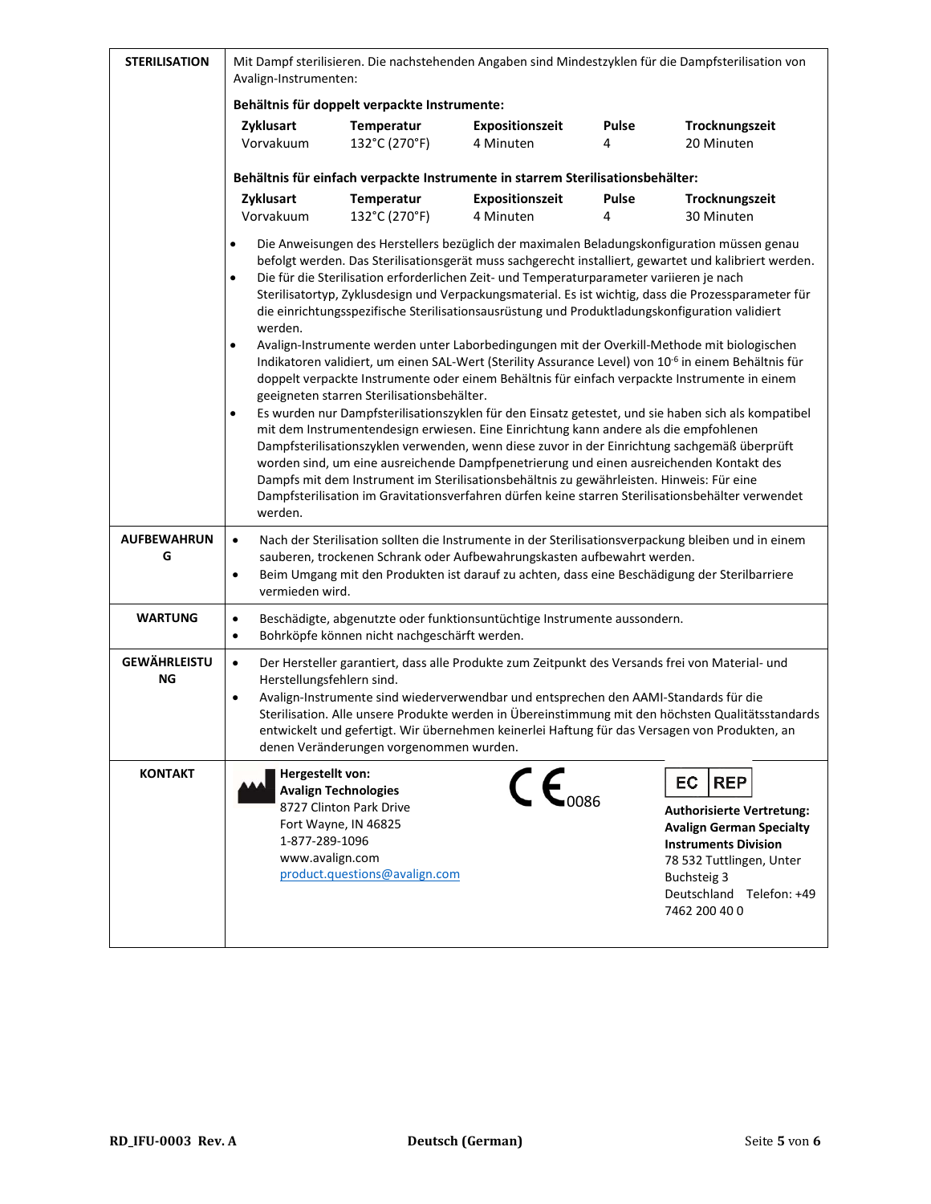| | |
|---|---|
| **STERILISATION** | Mit Dampf sterilisieren. Die nachstehenden Angaben sind Mindestzyklen für die Dampfsterilisation von Avalign-Instrumenten:<br><br>**Behältnis für doppelt verpackte Instrumente:**<br>**Zyklusart:** Vorvakuum – **Temperatur:** 132°C (270°F) – **Expositionszeit:** 4 Minuten – **Pulse:** 4 – **Trocknungszeit:** 20 Minuten<br><br>**Behältnis für einfach verpackte Instrumente in starrem Sterilisationsbehälter:**<br>**Zyklusart:** Vorvakuum – **Temperatur:** 132°C (270°F) – **Expositionszeit:** 4 Minuten – **Pulse:** 4 – **Trocknungszeit:** 30 Minuten<br><br>• Die Anweisungen des Herstellers bezüglich der maximalen Beladungskonfiguration müssen genau befolgt werden. Das Sterilisationsgerät muss sachgerecht installiert, gewartet und kalibriert werden.<br>• Die für die Sterilisation erforderlichen Zeit- und Temperaturparameter variieren je nach Sterilisatortyp, Zyklusdesign und Verpackungsmaterial. Es ist wichtig, dass die Prozessparameter für die einrichtungsspezifische Sterilisationsausrüstung und Produktladungskonfiguration validiert werden.<br>• Avalign-Instrumente werden unter Laborbedingungen mit der Overkill-Methode mit biologischen Indikatoren validiert, um einen SAL-Wert (Sterility Assurance Level) von $10^{-6}$ in einem Behältnis für doppelt verpackte Instrumente oder einem Behältnis für einfach verpackte Instrumente in einem geeigneten starren Sterilisationsbehälter.<br>• Es wurden nur Dampfsterilisationszyklen für den Einsatz getestet, und sie haben sich als kompatibel mit dem Instrumentendesign erwiesen. Eine Einrichtung kann andere als die empfohlenen Dampfsterilisationszyklen verwenden, wenn diese zuvor in der Einrichtung sachgemäß überprüft worden sind, um eine ausreichende Dampfpenetrierung und einen ausreichenden Kontakt des Dampfs mit dem Instrument im Sterilisationsbehältnis zu gewährleisten. Hinweis: Für eine Dampfsterilisation im Gravitationsverfahren dürfen keine starren Sterilisationsbehälter verwendet werden. |
| **AUFBEWAHRUNG** | • Nach der Sterilisation sollten die Instrumente in der Sterilisationsverpackung bleiben und in einem sauberen, trockenen Schrank oder Aufbewahrungskasten aufbewahrt werden.<br>• Beim Umgang mit den Produkten ist darauf zu achten, dass eine Beschädigung der Sterilbarriere vermieden wird. |
| **WARTUNG** | • Beschädigte, abgenutzte oder funktionsuntüchtige Instrumente aussondern.<br>• Bohrköpfe können nicht nachgeschärft werden. |
| **GEWÄHRLEISTUNG** | • Der Hersteller garantiert, dass alle Produkte zum Zeitpunkt des Versands frei von Material- und Herstellungsfehlern sind.<br>• Avalign-Instrumente sind wiederverwendbar und entsprechen den AAMI-Standards für die Sterilisation. Alle unsere Produkte werden in Übereinstimmung mit den höchsten Qualitätsstandards entwickelt und gefertigt. Wir übernehmen keinerlei Haftung für das Versagen von Produkten, an denen Veränderungen vorgenommen wurden. |
| **KONTAKT** | **Hergestellt von:**<br>**Avalign Technologies**<br>8727 Clinton Park Drive<br>Fort Wayne, IN 46825<br>1-877-289-1096<br>www.avalign.com<br>product.questions@avalign.com<br><br>CE 0086<br><br>EC REP<br>**Authorisierte Vertretung:**<br>**Avalign German Specialty Instruments Division**<br>78 532 Tuttlingen, Unter Buchsteig 3<br>Deutschland Telefon: +49 7462 200 40 0 |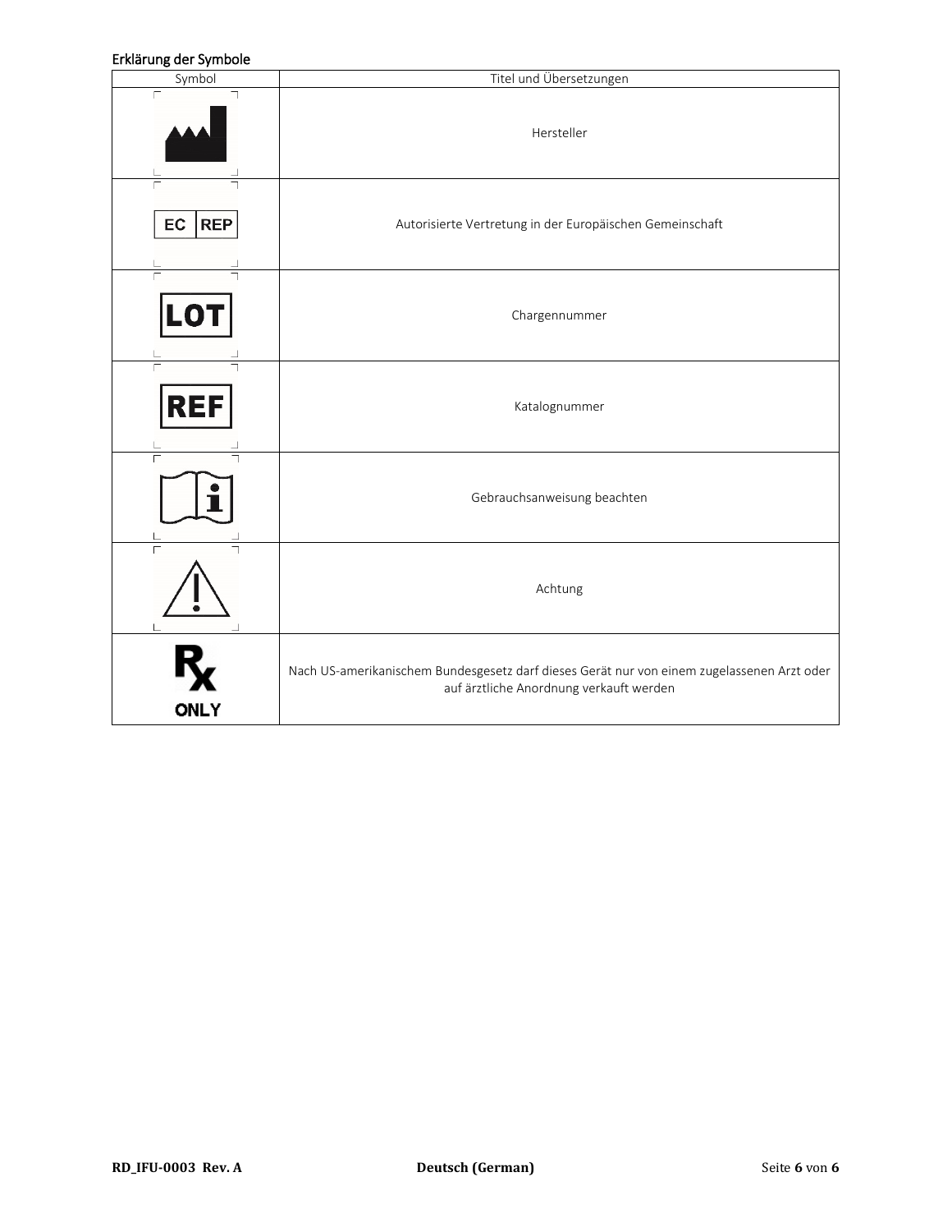## Erklärung der Symbole

| Symbol | Titel und Übersetzungen |
|---|---|
| | Hersteller |
| EC REP | Autorisierte Vertretung in der Europäischen Gemeinschaft |
| LOT | Chargennummer |
| REF | Katalognummer |
| | Gebrauchsanweisung beachten |
| | Achtung |
| Rx ONLY | Nach US-amerikanischem Bundesgesetz darf dieses Gerät nur von einem zugelassenen Arzt oder auf ärztliche Anordnung verkauft werden |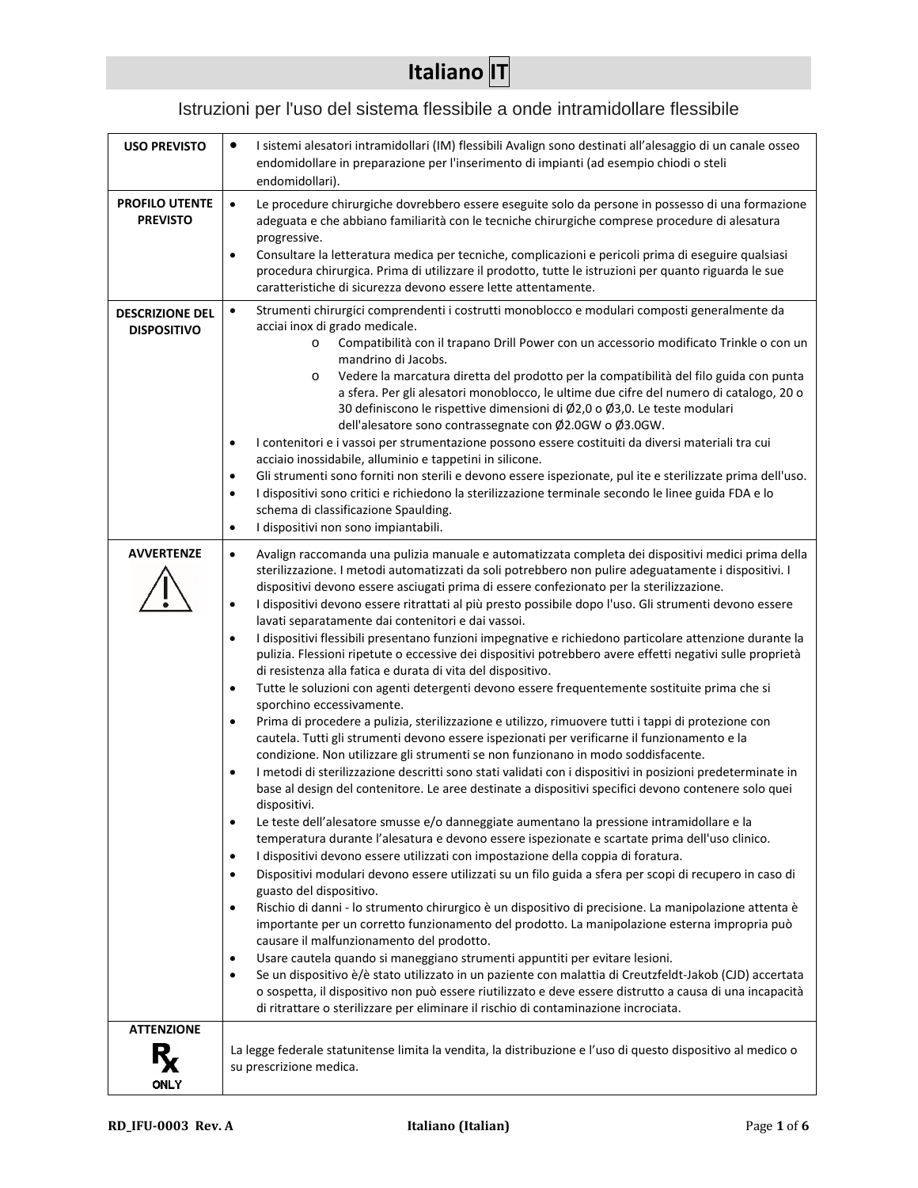# Italiano IT

## Istruzioni per l'uso del sistema flessibile a onde intramidollare flessibile

| | |
|---|---|
| **USO PREVISTO** | • I sistemi alesatori intramidollari (IM) flessibili Avalign sono destinati all'alesaggio di un canale osseo endomidollare in preparazione per l'inserimento di impianti (ad esempio chiodi o steli endomidollari). |
| **PROFILO UTENTE PREVISTO** | • Le procedure chirurgiche dovrebbero essere eseguite solo da persone in possesso di una formazione adeguata e che abbiano familiarità con le tecniche chirurgiche comprese procedure di alesatura progressive.<br>• Consultare la letteratura medica per tecniche, complicazioni e pericoli prima di eseguire qualsiasi procedura chirurgica. Prima di utilizzare il prodotto, tutte le istruzioni per quanto riguarda le sue caratteristiche di sicurezza devono essere lette attentamente. |
| **DESCRIZIONE DEL DISPOSITIVO** | • Strumenti chirurgici comprendenti i costrutti monoblocco e modulari composti generalmente da acciai inox di grado medicale.<br>o Compatibilità con il trapano Drill Power con un accessorio modificato Trinkle o con un mandrino di Jacobs.<br>o Vedere la marcatura diretta del prodotto per la compatibilità del filo guida con punta a sfera. Per gli alesatori monoblocco, le ultime due cifre del numero di catalogo, 20 o 30 definiscono le rispettive dimensioni di Ø2,0 o Ø3,0. Le teste modulari dell'alesatore sono contrassegnate con Ø2.0GW o Ø3.0GW.<br>• I contenitori e i vassoi per strumentazione possono essere costituiti da diversi materiali tra cui acciaio inossidabile, alluminio e tappetini in silicone.<br>• Gli strumenti sono forniti non sterili e devono essere ispezionate, pul ite e sterilizzate prima dell'uso.<br>• I dispositivi sono critici e richiedono la sterilizzazione terminale secondo le linee guida FDA e lo schema di classificazione Spaulding.<br>• I dispositivi non sono impiantabili. |
| **AVVERTENZE** | • Avalign raccomanda una pulizia manuale e automatizzata completa dei dispositivi medici prima della sterilizzazione. I metodi automatizzati da soli potrebbero non pulire adeguatamente i dispositivi. I dispositivi devono essere asciugati prima di essere confezionato per la sterilizzazione.<br>• I dispositivi devono essere ritrattati al più presto possibile dopo l'uso. Gli strumenti devono essere lavati separatamente dai contenitori e dai vassoi.<br>• I dispositivi flessibili presentano funzioni impegnative e richiedono particolare attenzione durante la pulizia. Flessioni ripetute o eccessive dei dispositivi potrebbero avere effetti negativi sulle proprietà di resistenza alla fatica e durata di vita del dispositivo.<br>• Tutte le soluzioni con agenti detergenti devono essere frequentemente sostituite prima che si sporchino eccessivamente.<br>• Prima di procedere a pulizia, sterilizzazione e utilizzo, rimuovere tutti i tappi di protezione con cautela. Tutti gli strumenti devono essere ispezionati per verificarne il funzionamento e la condizione. Non utilizzare gli strumenti se non funzionano in modo soddisfacente.<br>• I metodi di sterilizzazione descritti sono stati validati con i dispositivi in posizioni predeterminate in base al design del contenitore. Le aree destinate a dispositivi specifici devono contenere solo quei dispositivi.<br>• Le teste dell'alesatore smusse e/o danneggiate aumentano la pressione intramidollare e la temperatura durante l'alesatura e devono essere ispezionate e scartate prima dell'uso clinico.<br>• I dispositivi devono essere utilizzati con impostazione della coppia di foratura.<br>• Dispositivi modulari devono essere utilizzati su un filo guida a sfera per scopi di recupero in caso di guasto del dispositivo.<br>• Rischio di danni - lo strumento chirurgico è un dispositivo di precisione. La manipolazione attenta è importante per un corretto funzionamento del prodotto. La manipolazione esterna impropria può causare il malfunzionamento del prodotto.<br>• Usare cautela quando si maneggiano strumenti appuntiti per evitare lesioni.<br>• Se un dispositivo è/è stato utilizzato in un paziente con malattia di Creutzfeldt-Jakob (CJD) accertata o sospetta, il dispositivo non può essere riutilizzato e deve essere distrutto a causa di una incapacità di ritrattare o sterilizzare per eliminare il rischio di contaminazione incrociata. |
| **ATTENZIONE**<br>Rx ONLY | La legge federale statunitense limita la vendita, la distribuzione e l'uso di questo dispositivo al medico o su prescrizione medica. |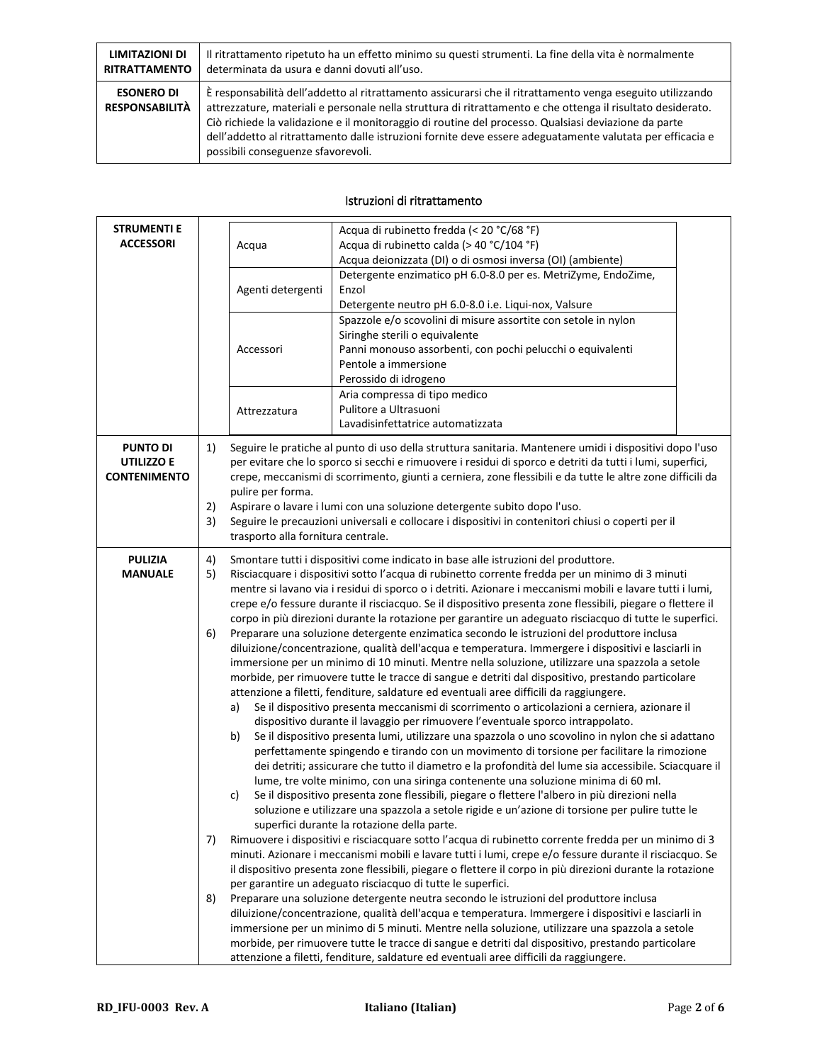| | |
|---|---|
| **LIMITAZIONI DI RITRATTAMENTO** | Il ritrattamento ripetuto ha un effetto minimo su questi strumenti. La fine della vita è normalmente determinata da usura e danni dovuti all'uso. |
| **ESONERO DI RESPONSABILITÀ** | È responsabilità dell'addetto al ritrattamento assicurarsi che il ritrattamento venga eseguito utilizzando attrezzature, materiali e personale nella struttura di ritrattamento e che ottenga il risultato desiderato. Ciò richiede la validazione e il monitoraggio di routine del processo. Qualsiasi deviazione da parte dell'addetto al ritrattamento dalle istruzioni fornite deve essere adeguatamente valutata per efficacia e possibili conseguenze sfavorevoli. |

## Istruzioni di ritrattamento

**STRUMENTI E ACCESSORI**

| | |
|---|---|
| Acqua | Acqua di rubinetto fredda (< 20 °C/68 °F)<br>Acqua di rubinetto calda (> 40 °C/104 °F)<br>Acqua deionizzata (DI) o di osmosi inversa (OI) (ambiente) |
| Agenti detergenti | Detergente enzimatico pH 6.0-8.0 per es. MetriZyme, EndoZime, Enzol<br>Detergente neutro pH 6.0-8.0 i.e. Liqui-nox, Valsure |
| Accessori | Spazzole e/o scovolini di misure assortite con setole in nylon<br>Siringhe sterili o equivalente<br>Panni monouso assorbenti, con pochi pelucchi o equivalenti<br>Pentole a immersione<br>Perossido di idrogeno |
| Attrezzatura | Aria compressa di tipo medico<br>Pulitore a Ultrasuoni<br>Lavadisinfettatrice automatizzata |

**PUNTO DI UTILIZZO E CONTENIMENTO**

1) Seguire le pratiche al punto di uso della struttura sanitaria. Mantenere umidi i dispositivi dopo l'uso per evitare che lo sporco si secchi e rimuovere i residui di sporco e detriti da tutti i lumi, superfici, crepe, meccanismi di scorrimento, giunti a cerniera, zone flessibili e da tutte le altre zone difficili da pulire per forma.
2) Aspirare o lavare i lumi con una soluzione detergente subito dopo l'uso.
3) Seguire le precauzioni universali e collocare i dispositivi in contenitori chiusi o coperti per il trasporto alla fornitura centrale.

**PULIZIA MANUALE**

4) Smontare tutti i dispositivi come indicato in base alle istruzioni del produttore.
5) Risciacquare i dispositivi sotto l'acqua di rubinetto corrente fredda per un minimo di 3 minuti mentre si lavano via i residui di sporco o i detriti. Azionare i meccanismi mobili e lavare tutti i lumi, crepe e/o fessure durante il risciacquo. Se il dispositivo presenta zone flessibili, piegare o flettere il corpo in più direzioni durante la rotazione per garantire un adeguato risciacquo di tutte le superfici.
6) Preparare una soluzione detergente enzimatica secondo le istruzioni del produttore inclusa diluizione/concentrazione, qualità dell'acqua e temperatura. Immergere i dispositivi e lasciarli in immersione per un minimo di 10 minuti. Mentre nella soluzione, utilizzare una spazzola a setole morbide, per rimuovere tutte le tracce di sangue e detriti dal dispositivo, prestando particolare attenzione a filetti, fenditure, saldature ed eventuali aree difficili da raggiungere.
   a) Se il dispositivo presenta meccanismi di scorrimento o articolazioni a cerniera, azionare il dispositivo durante il lavaggio per rimuovere l'eventuale sporco intrappolato.
   b) Se il dispositivo presenta lumi, utilizzare una spazzola o uno scovolino in nylon che si adattano perfettamente spingendo e tirando con un movimento di torsione per facilitare la rimozione dei detriti; assicurare che tutto il diametro e la profondità del lume sia accessibile. Sciacquare il lume, tre volte minimo, con una siringa contenente una soluzione minima di 60 ml.
   c) Se il dispositivo presenta zone flessibili, piegare o flettere l'albero in più direzioni nella soluzione e utilizzare una spazzola a setole rigide e un'azione di torsione per pulire tutte le superfici durante la rotazione della parte.
7) Rimuovere i dispositivi e risciacquare sotto l'acqua di rubinetto corrente fredda per un minimo di 3 minuti. Azionare i meccanismi mobili e lavare tutti i lumi, crepe e/o fessure durante il risciacquo. Se il dispositivo presenta zone flessibili, piegare o flettere il corpo in più direzioni durante la rotazione per garantire un adeguato risciacquo di tutte le superfici.
8) Preparare una soluzione detergente neutra secondo le istruzioni del produttore inclusa diluizione/concentrazione, qualità dell'acqua e temperatura. Immergere i dispositivi e lasciarli in immersione per un minimo di 5 minuti. Mentre nella soluzione, utilizzare una spazzola a setole morbide, per rimuovere tutte le tracce di sangue e detriti dal dispositivo, prestando particolare attenzione a filetti, fenditure, saldature ed eventuali aree difficili da raggiungere.

RD_IFU-0003 Rev. A — Italiano (Italian)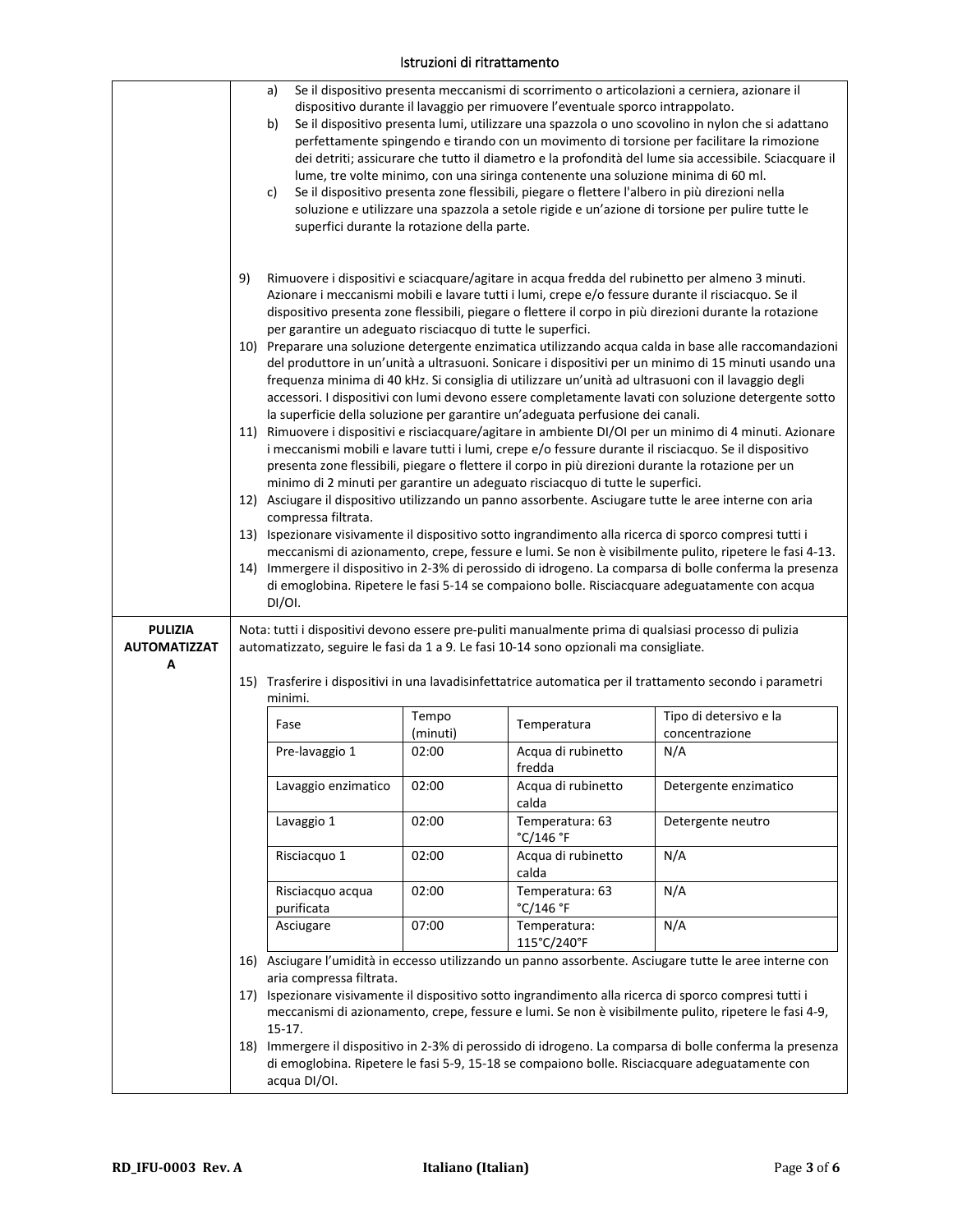| | |
|---|---|
| | a) Se il dispositivo presenta meccanismi di scorrimento o articolazioni a cerniera, azionare il dispositivo durante il lavaggio per rimuovere l'eventuale sporco intrappolato.<br>b) Se il dispositivo presenta lumi, utilizzare una spazzola o uno scovolino in nylon che si adattano perfettamente spingendo e tirando con un movimento di torsione per facilitare la rimozione dei detriti; assicurare che tutto il diametro e la profondità del lume sia accessibile. Sciacquare il lume, tre volte minimo, con una siringa contenente una soluzione minima di 60 ml.<br>c) Se il dispositivo presenta zone flessibili, piegare o flettere l'albero in più direzioni nella soluzione e utilizzare una spazzola a setole rigide e un'azione di torsione per pulire tutte le superfici durante la rotazione della parte.<br><br>9) Rimuovere i dispositivi e sciacquare/agitare in acqua fredda del rubinetto per almeno 3 minuti. Azionare i meccanismi mobili e lavare tutti i lumi, crepe e/o fessure durante il risciacquo. Se il dispositivo presenta zone flessibili, piegare o flettere il corpo in più direzioni durante la rotazione per garantire un adeguato risciacquo di tutte le superfici.<br>10) Preparare una soluzione detergente enzimatica utilizzando acqua calda in base alle raccomandazioni del produttore in un'unità a ultrasuoni. Sonicare i dispositivi per un minimo di 15 minuti usando una frequenza minima di 40 kHz. Si consiglia di utilizzare un'unità ad ultrasuoni con il lavaggio degli accessori. I dispositivi con lumi devono essere completamente lavati con soluzione detergente sotto la superficie della soluzione per garantire un'adeguata perfusione dei canali.<br>11) Rimuovere i dispositivi e risciacquare/agitare in ambiente DI/OI per un minimo di 4 minuti. Azionare i meccanismi mobili e lavare tutti i lumi, crepe e/o fessure durante il risciacquo. Se il dispositivo presenta zone flessibili, piegare o flettere il corpo in più direzioni durante la rotazione per un minimo di 2 minuti per garantire un adeguato risciacquo di tutte le superfici.<br>12) Asciugare il dispositivo utilizzando un panno assorbente. Asciugare tutte le aree interne con aria compressa filtrata.<br>13) Ispezionare visivamente il dispositivo sotto ingrandimento alla ricerca di sporco compresi tutti i meccanismi di azionamento, crepe, fessure e lumi. Se non è visibilmente pulito, ripetere le fasi 4-13.<br>14) Immergere il dispositivo in 2-3% di perossido di idrogeno. La comparsa di bolle conferma la presenza di emoglobina. Ripetere le fasi 5-14 se compaiono bolle. Risciacquare adeguatamente con acqua DI/OI. |
| **PULIZIA AUTOMATIZZATA** | Nota: tutti i dispositivi devono essere pre-puliti manualmente prima di qualsiasi processo di pulizia automatizzato, seguire le fasi da 1 a 9. Le fasi 10-14 sono opzionali ma consigliate.<br><br>15) Trasferire i dispositivi in una lavadisinfettatrice automatica per il trattamento secondo i parametri minimi. |

| Fase | Tempo (minuti) | Temperatura | Tipo di detersivo e la concentrazione |
|---|---|---|---|
| Pre-lavaggio 1 | 02:00 | Acqua di rubinetto fredda | N/A |
| Lavaggio enzimatico | 02:00 | Acqua di rubinetto calda | Detergente enzimatico |
| Lavaggio 1 | 02:00 | Temperatura: 63 °C/146 °F | Detergente neutro |
| Risciacquo 1 | 02:00 | Acqua di rubinetto calda | N/A |
| Risciacquo acqua purificata | 02:00 | Temperatura: 63 °C/146 °F | N/A |
| Asciugare | 07:00 | Temperatura: 115°C/240°F | N/A |

16) Asciugare l'umidità in eccesso utilizzando un panno assorbente. Asciugare tutte le aree interne con aria compressa filtrata.
17) Ispezionare visivamente il dispositivo sotto ingrandimento alla ricerca di sporco compresi tutti i meccanismi di azionamento, crepe, fessure e lumi. Se non è visibilmente pulito, ripetere le fasi 4-9, 15-17.
18) Immergere il dispositivo in 2-3% di perossido di idrogeno. La comparsa di bolle conferma la presenza di emoglobina. Ripetere le fasi 5-9, 15-18 se compaiono bolle. Risciacquare adeguatamente con acqua DI/OI.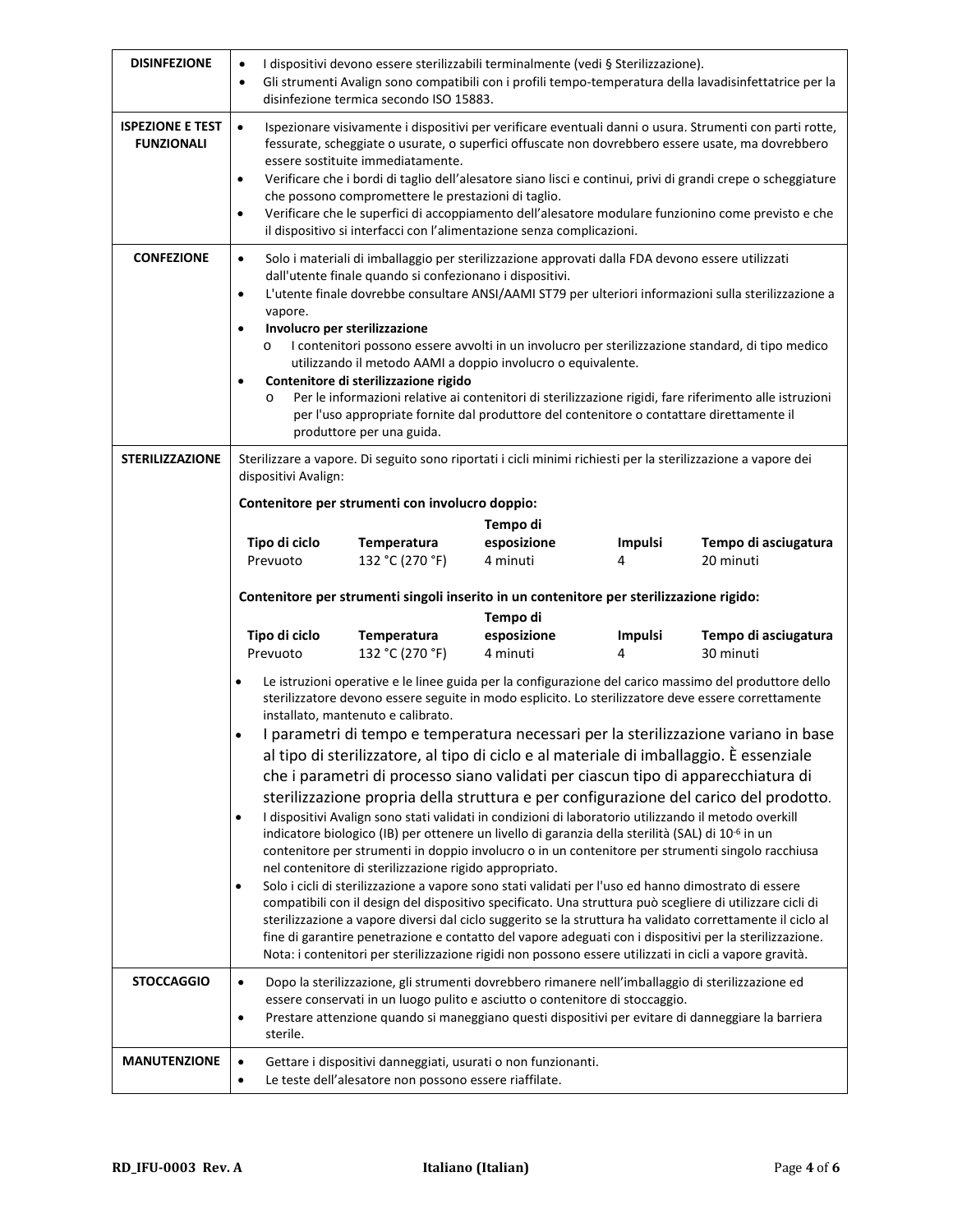| | |
|---|---|
| **DISINFEZIONE** | • I dispositivi devono essere sterilizzabili terminalmente (vedi § Sterilizzazione).<br>• Gli strumenti Avalign sono compatibili con i profili tempo-temperatura della lavadisinfettatrice per la disinfezione termica secondo ISO 15883. |
| **ISPEZIONE E TEST FUNZIONALI** | • Ispezionare visivamente i dispositivi per verificare eventuali danni o usura. Strumenti con parti rotte, fessurate, scheggiate o usurate, o superfici offuscate non dovrebbero essere usate, ma dovrebbero essere sostituite immediatamente.<br>• Verificare che i bordi di taglio dell'alesatore siano lisci e continui, privi di grandi crepe o scheggiature che possono compromettere le prestazioni di taglio.<br>• Verificare che le superfici di accoppiamento dell'alesatore modulare funzionino come previsto e che il dispositivo si interfacci con l'alimentazione senza complicazioni. |
| **CONFEZIONE** | • Solo i materiali di imballaggio per sterilizzazione approvati dalla FDA devono essere utilizzati dall'utente finale quando si confezionano i dispositivi.<br>• L'utente finale dovrebbe consultare ANSI/AAMI ST79 per ulteriori informazioni sulla sterilizzazione a vapore.<br>• **Involucro per sterilizzazione**<br>o I contenitori possono essere avvolti in un involucro per sterilizzazione standard, di tipo medico utilizzando il metodo AAMI a doppio involucro o equivalente.<br>• **Contenitore di sterilizzazione rigido**<br>o Per le informazioni relative ai contenitori di sterilizzazione rigidi, fare riferimento alle istruzioni per l'uso appropriate fornite dal produttore del contenitore o contattare direttamente il produttore per una guida. |
| **STERILIZZAZIONE** | Sterilizzare a vapore. Di seguito sono riportati i cicli minimi richiesti per la sterilizzazione a vapore dei dispositivi Avalign:<br><br>**Contenitore per strumenti con involucro doppio:**<br>**Tipo di ciclo**: Prevuoto; **Temperatura**: 132 °C (270 °F); **Tempo di esposizione**: 4 minuti; **Impulsi**: 4; **Tempo di asciugatura**: 20 minuti<br><br>**Contenitore per strumenti singoli inserito in un contenitore per sterilizzazione rigido:**<br>**Tipo di ciclo**: Prevuoto; **Temperatura**: 132 °C (270 °F); **Tempo di esposizione**: 4 minuti; **Impulsi**: 4; **Tempo di asciugatura**: 30 minuti<br><br>• Le istruzioni operative e le linee guida per la configurazione del carico massimo del produttore dello sterilizzatore devono essere seguite in modo esplicito. Lo sterilizzatore deve essere correttamente installato, mantenuto e calibrato.<br>• I parametri di tempo e temperatura necessari per la sterilizzazione variano in base al tipo di sterilizzatore, al tipo di ciclo e al materiale di imballaggio. È essenziale che i parametri di processo siano validati per ciascun tipo di apparecchiatura di sterilizzazione propria della struttura e per configurazione del carico del prodotto.<br>• I dispositivi Avalign sono stati validati in condizioni di laboratorio utilizzando il metodo overkill indicatore biologico (IB) per ottenere un livello di garanzia della sterilità (SAL) di $10^{-6}$ in un contenitore per strumenti in doppio involucro o in un contenitore per strumenti singolo racchiusa nel contenitore di sterilizzazione rigido appropriato.<br>• Solo i cicli di sterilizzazione a vapore sono stati validati per l'uso ed hanno dimostrato di essere compatibili con il design del dispositivo specificato. Una struttura può scegliere di utilizzare cicli di sterilizzazione a vapore diversi dal ciclo suggerito se la struttura ha validato correttamente il ciclo al fine di garantire penetrazione e contatto del vapore adeguati con i dispositivi per la sterilizzazione. Nota: i contenitori per sterilizzazione rigidi non possono essere utilizzati in cicli a vapore gravità. |
| **STOCCAGGIO** | • Dopo la sterilizzazione, gli strumenti dovrebbero rimanere nell'imballaggio di sterilizzazione ed essere conservati in un luogo pulito e asciutto o contenitore di stoccaggio.<br>• Prestare attenzione quando si maneggiano questi dispositivi per evitare di danneggiare la barriera sterile. |
| **MANUTENZIONE** | • Gettare i dispositivi danneggiati, usurati o non funzionanti.<br>• Le teste dell'alesatore non possono essere riaffilate. |

RD_IFU-0003 Rev. A Italiano (Italian)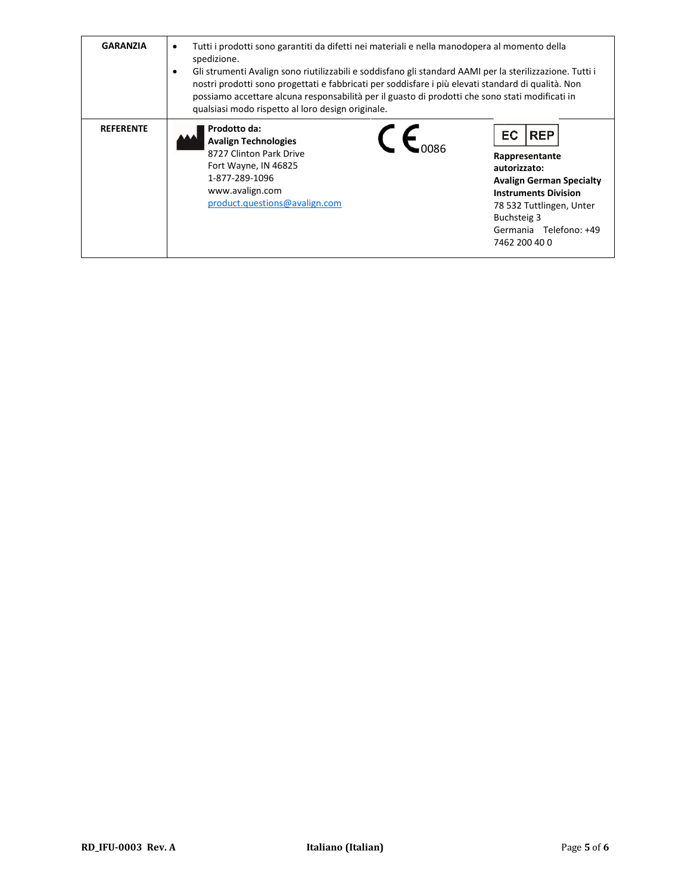| | |
|---|---|
| **GARANZIA** | • Tutti i prodotti sono garantiti da difetti nei materiali e nella manodopera al momento della spedizione.<br>• Gli strumenti Avalign sono riutilizzabili e soddisfano gli standard AAMI per la sterilizzazione. Tutti i nostri prodotti sono progettati e fabbricati per soddisfare i più elevati standard di qualità. Non possiamo accettare alcuna responsabilità per il guasto di prodotti che sono stati modificati in qualsiasi modo rispetto al loro design originale. |
| **REFERENTE** | **Prodotto da:**<br>**Avalign Technologies**<br>8727 Clinton Park Drive<br>Fort Wayne, IN 46825<br>1-877-289-1096<br>www.avalign.com<br>product.questions@avalign.com<br><br>CE 0086<br><br>EC REP<br>**Rappresentante autorizzato:**<br>**Avalign German Specialty Instruments Division**<br>78 532 Tuttlingen, Unter Buchsteig 3<br>Germania Telefono: +49 7462 200 40 0 |

RD_IFU-0003 Rev. A — Italiano (Italian)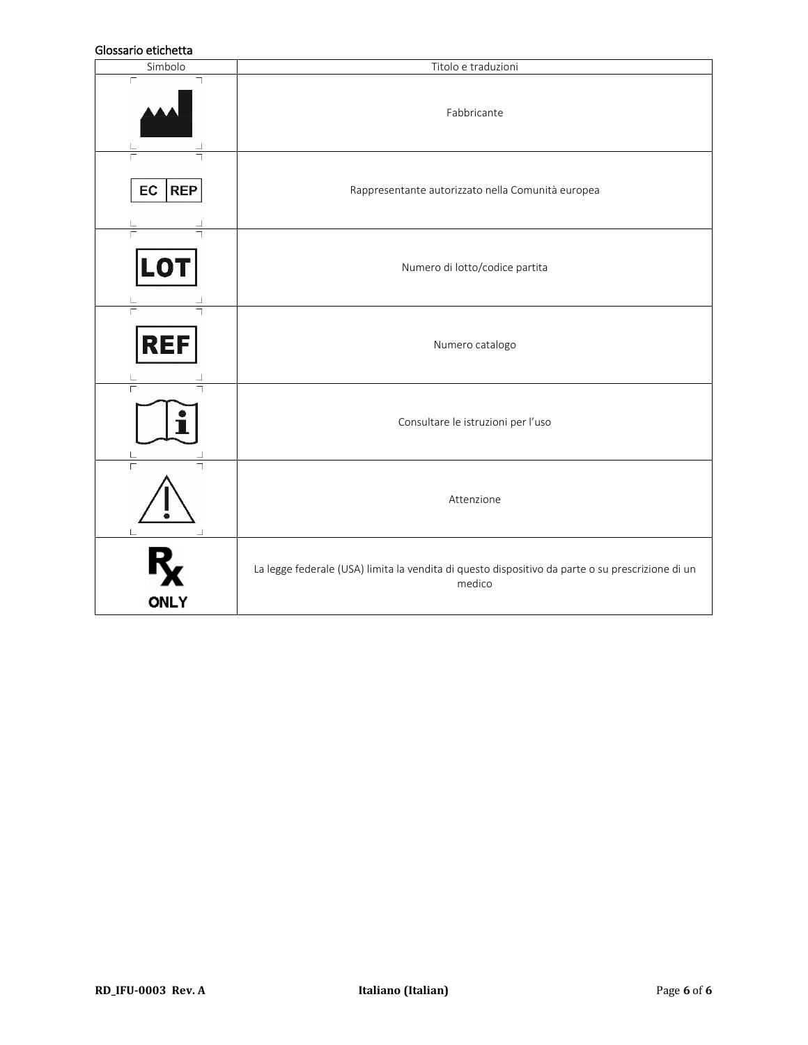### Glossario etichetta

| Simbolo | Titolo e traduzioni |
| --- | --- |
| | Fabbricante |
| EC REP | Rappresentante autorizzato nella Comunità europea |
| LOT | Numero di lotto/codice partita |
| REF | Numero catalogo |
| | Consultare le istruzioni per l'uso |
| | Attenzione |
| Rx ONLY | La legge federale (USA) limita la vendita di questo dispositivo da parte o su prescrizione di un medico |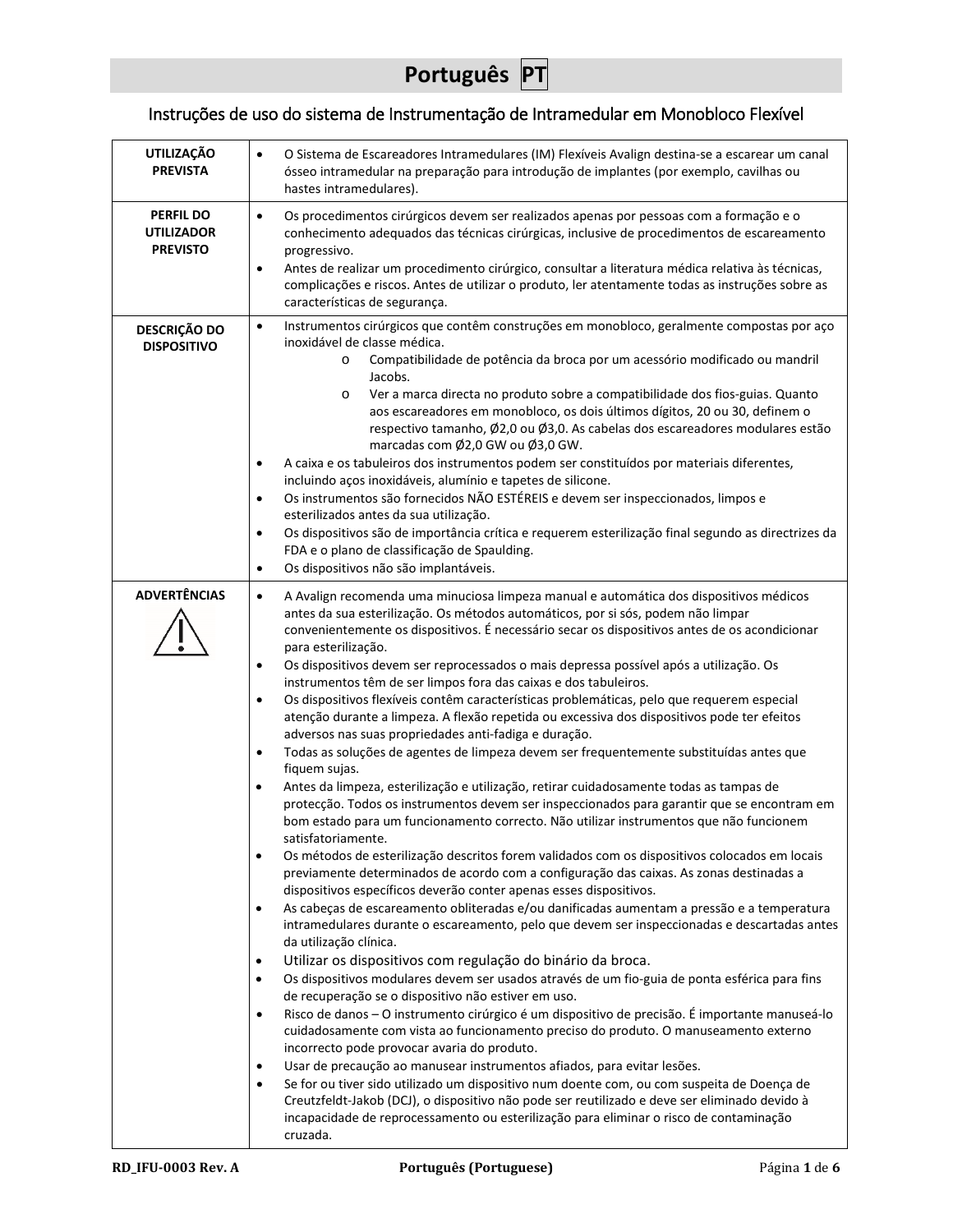# Português PT

## Instruções de uso do sistema de Instrumentação de Intramedular em Monobloco Flexível

| | |
|---|---|
| **UTILIZAÇÃO PREVISTA** | • O Sistema de Escareadores Intramedulares (IM) Flexíveis Avalign destina-se a escarear um canal ósseo intramedular na preparação para introdução de implantes (por exemplo, cavilhas ou hastes intramedulares). |
| **PERFIL DO UTILIZADOR PREVISTO** | • Os procedimentos cirúrgicos devem ser realizados apenas por pessoas com a formação e o conhecimento adequados das técnicas cirúrgicas, inclusive de procedimentos de escareamento progressivo.<br>• Antes de realizar um procedimento cirúrgico, consultar a literatura médica relativa às técnicas, complicações e riscos. Antes de utilizar o produto, ler atentamente todas as instruções sobre as características de segurança. |
| **DESCRIÇÃO DO DISPOSITIVO** | • Instrumentos cirúrgicos que contêm construções em monobloco, geralmente compostas por aço inoxidável de classe médica.<br>  o Compatibilidade de potência da broca por um acessório modificado ou mandril Jacobs.<br>  o Ver a marca directa no produto sobre a compatibilidade dos fios-guias. Quanto aos escareadores em monobloco, os dois últimos dígitos, 20 ou 30, definem o respectivo tamanho, Ø2,0 ou Ø3,0. As cabelas dos escareadores modulares estão marcadas com Ø2,0 GW ou Ø3,0 GW.<br>• A caixa e os tabuleiros dos instrumentos podem ser constituídos por materiais diferentes, incluindo aços inoxidáveis, alumínio e tapetes de silicone.<br>• Os instrumentos são fornecidos NÃO ESTÉREIS e devem ser inspeccionados, limpos e esterilizados antes da sua utilização.<br>• Os dispositivos são de importância crítica e requerem esterilização final segundo as directrizes da FDA e o plano de classificação de Spaulding.<br>• Os dispositivos não são implantáveis. |
| **ADVERTÊNCIAS** ⚠ | • A Avalign recomenda uma minuciosa limpeza manual e automática dos dispositivos médicos antes da sua esterilização. Os métodos automáticos, por si sós, podem não limpar convenientemente os dispositivos. É necessário secar os dispositivos antes de os acondicionar para esterilização.<br>• Os dispositivos devem ser reprocessados o mais depressa possível após a utilização. Os instrumentos têm de ser limpos fora das caixas e dos tabuleiros.<br>• Os dispositivos flexíveis contêm características problemáticas, pelo que requerem especial atenção durante a limpeza. A flexão repetida ou excessiva dos dispositivos pode ter efeitos adversos nas suas propriedades anti-fadiga e duração.<br>• Todas as soluções de agentes de limpeza devem ser frequentemente substituídas antes que fiquem sujas.<br>• Antes da limpeza, esterilização e utilização, retirar cuidadosamente todas as tampas de protecção. Todos os instrumentos devem ser inspeccionados para garantir que se encontram em bom estado para um funcionamento correcto. Não utilizar instrumentos que não funcionem satisfatoriamente.<br>• Os métodos de esterilização descritos forem validados com os dispositivos colocados em locais previamente determinados de acordo com a configuração das caixas. As zonas destinadas a dispositivos específicos deverão conter apenas esses dispositivos.<br>• As cabeças de escareamento obliteradas e/ou danificadas aumentam a pressão e a temperatura intramedulares durante o escareamento, pelo que devem ser inspeccionadas e descartadas antes da utilização clínica.<br>• Utilizar os dispositivos com regulação do binário da broca.<br>• Os dispositivos modulares devem ser usados através de um fio-guia de ponta esférica para fins de recuperação se o dispositivo não estiver em uso.<br>• Risco de danos – O instrumento cirúrgico é um dispositivo de precisão. É importante manuseá-lo cuidadosamente com vista ao funcionamento preciso do produto. O manuseamento externo incorrecto pode provocar avaria do produto.<br>• Usar de precaução ao manusear instrumentos afiados, para evitar lesões.<br>• Se for ou tiver sido utilizado um dispositivo num doente com, ou com suspeita de Doença de Creutzfeldt-Jakob (DCJ), o dispositivo não pode ser reutilizado e deve ser eliminado devido à incapacidade de reprocessamento ou esterilização para eliminar o risco de contaminação cruzada. |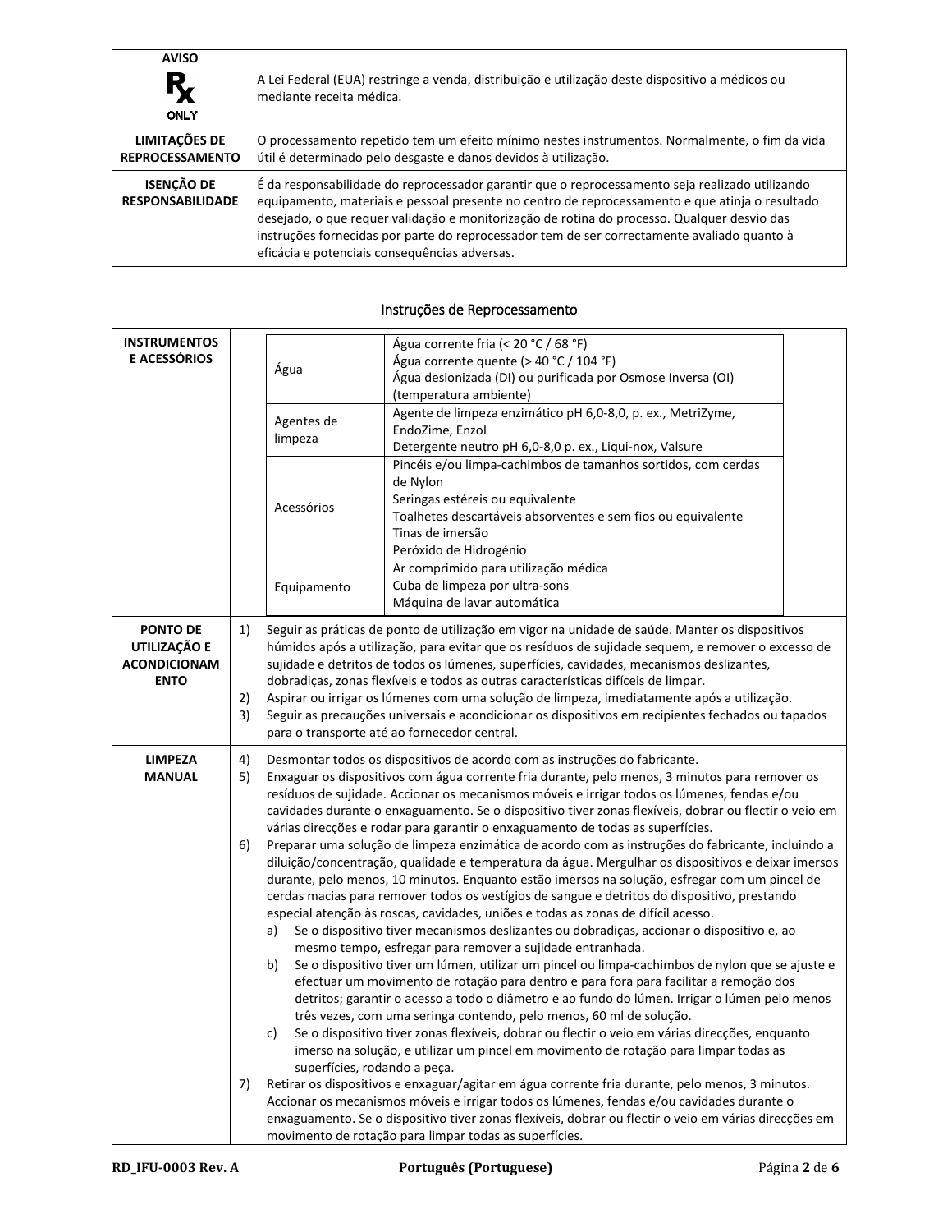| | |
|---|---|
| **AVISO** ℞ ONLY | A Lei Federal (EUA) restringe a venda, distribuição e utilização deste dispositivo a médicos ou mediante receita médica. |
| **LIMITAÇÕES DE REPROCESSAMENTO** | O processamento repetido tem um efeito mínimo nestes instrumentos. Normalmente, o fim da vida útil é determinado pelo desgaste e danos devidos à utilização. |
| **ISENÇÃO DE RESPONSABILIDADE** | É da responsabilidade do reprocessador garantir que o reprocessamento seja realizado utilizando equipamento, materiais e pessoal presente no centro de reprocessamento e que atinja o resultado desejado, o que requer validação e monitorização de rotina do processo. Qualquer desvio das instruções fornecidas por parte do reprocessador tem de ser correctamente avaliado quanto à eficácia e potenciais consequências adversas. |

## Instruções de Reprocessamento

**INSTRUMENTOS E ACESSÓRIOS**

| | |
|---|---|
| Água | Água corrente fria (< 20 °C / 68 °F)<br>Água corrente quente (> 40 °C / 104 °F)<br>Água desionizada (DI) ou purificada por Osmose Inversa (OI) (temperatura ambiente) |
| Agentes de limpeza | Agente de limpeza enzimático pH 6,0-8,0, p. ex., MetriZyme, EndoZime, Enzol<br>Detergente neutro pH 6,0-8,0 p. ex., Liqui-nox, Valsure |
| Acessórios | Pincéis e/ou limpa-cachimbos de tamanhos sortidos, com cerdas de Nylon<br>Seringas estéreis ou equivalente<br>Toalhetes descartáveis absorventes e sem fios ou equivalente<br>Tinas de imersão<br>Peróxido de Hidrogénio |
| Equipamento | Ar comprimido para utilização médica<br>Cuba de limpeza por ultra-sons<br>Máquina de lavar automática |

**PONTO DE UTILIZAÇÃO E ACONDICIONAMENTO**

1) Seguir as práticas de ponto de utilização em vigor na unidade de saúde. Manter os dispositivos húmidos após a utilização, para evitar que os resíduos de sujidade sequem, e remover o excesso de sujidade e detritos de todos os lúmenes, superfícies, cavidades, mecanismos deslizantes, dobradiças, zonas flexíveis e todos as outras características difíceis de limpar.
2) Aspirar ou irrigar os lúmenes com uma solução de limpeza, imediatamente após a utilização.
3) Seguir as precauções universais e acondicionar os dispositivos em recipientes fechados ou tapados para o transporte até ao fornecedor central.

**LIMPEZA MANUAL**

4) Desmontar todos os dispositivos de acordo com as instruções do fabricante.
5) Enxaguar os dispositivos com água corrente fria durante, pelo menos, 3 minutos para remover os resíduos de sujidade. Accionar os mecanismos móveis e irrigar todos os lúmenes, fendas e/ou cavidades durante o enxaguamento. Se o dispositivo tiver zonas flexíveis, dobrar ou flectir o veio em várias direcções e rodar para garantir o enxaguamento de todas as superfícies.
6) Preparar uma solução de limpeza enzimática de acordo com as instruções do fabricante, incluindo a diluição/concentração, qualidade e temperatura da água. Mergulhar os dispositivos e deixar imersos durante, pelo menos, 10 minutos. Enquanto estão imersos na solução, esfregar com um pincel de cerdas macias para remover todos os vestígios de sangue e detritos do dispositivo, prestando especial atenção às roscas, cavidades, uniões e todas as zonas de difícil acesso.
   a) Se o dispositivo tiver mecanismos deslizantes ou dobradiças, accionar o dispositivo e, ao mesmo tempo, esfregar para remover a sujidade entranhada.
   b) Se o dispositivo tiver um lúmen, utilizar um pincel ou limpa-cachimbos de nylon que se ajuste e efectuar um movimento de rotação para dentro e para fora para facilitar a remoção dos detritos; garantir o acesso a todo o diâmetro e ao fundo do lúmen. Irrigar o lúmen pelo menos três vezes, com uma seringa contendo, pelo menos, 60 ml de solução.
   c) Se o dispositivo tiver zonas flexíveis, dobrar ou flectir o veio em várias direcções, enquanto imerso na solução, e utilizar um pincel em movimento de rotação para limpar todas as superfícies, rodando a peça.
7) Retirar os dispositivos e enxaguar/agitar em água corrente fria durante, pelo menos, 3 minutos. Accionar os mecanismos móveis e irrigar todos os lúmenes, fendas e/ou cavidades durante o enxaguamento. Se o dispositivo tiver zonas flexíveis, dobrar ou flectir o veio em várias direcções em movimento de rotação para limpar todas as superfícies.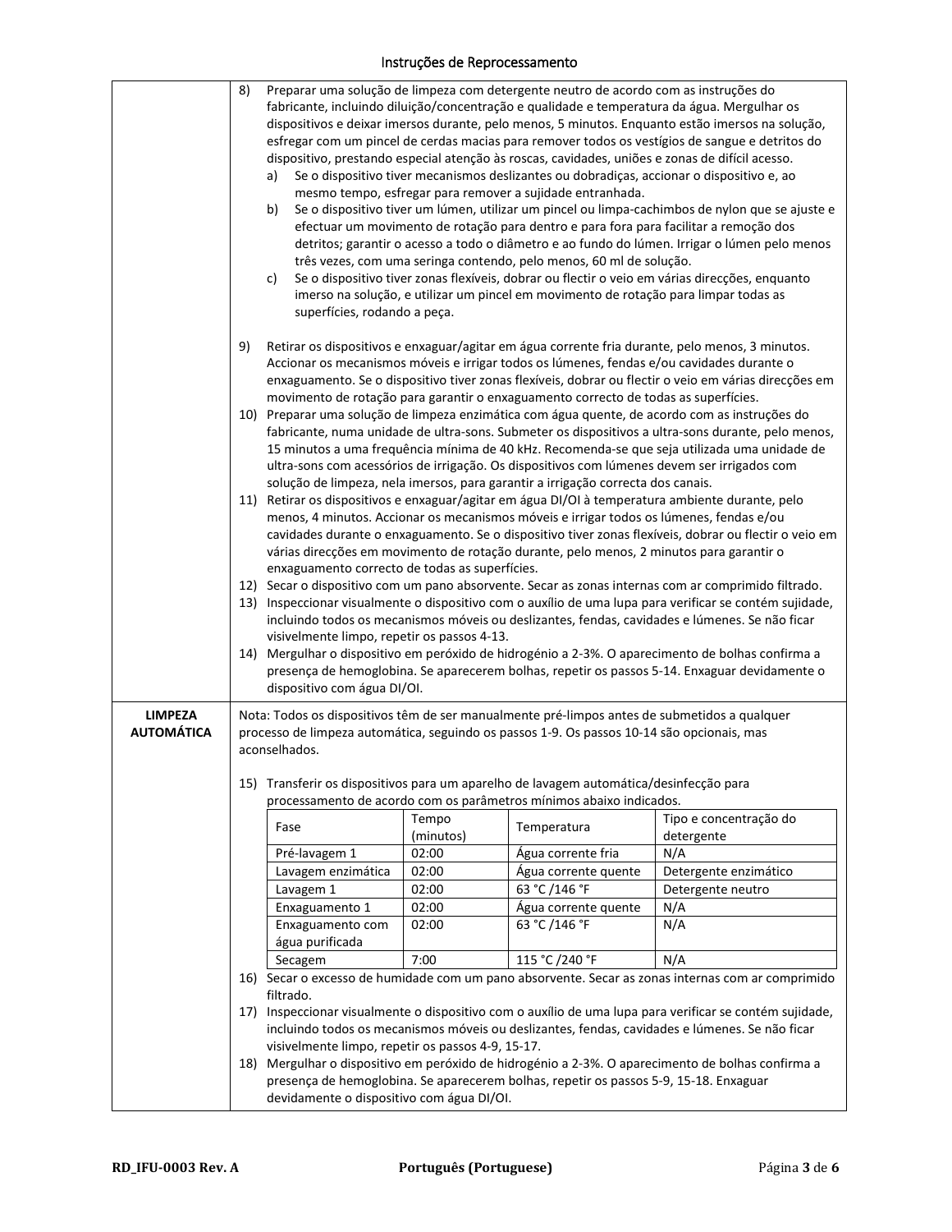8) Preparar uma solução de limpeza com detergente neutro de acordo com as instruções do fabricante, incluindo diluição/concentração e qualidade e temperatura da água. Mergulhar os dispositivos e deixar imersos durante, pelo menos, 5 minutos. Enquanto estão imersos na solução, esfregar com um pincel de cerdas macias para remover todos os vestígios de sangue e detritos do dispositivo, prestando especial atenção às roscas, cavidades, uniões e zonas de difícil acesso.
   a) Se o dispositivo tiver mecanismos deslizantes ou dobradiças, accionar o dispositivo e, ao mesmo tempo, esfregar para remover a sujidade entranhada.
   b) Se o dispositivo tiver um lúmen, utilizar um pincel ou limpa-cachimbos de nylon que se ajuste e efectuar um movimento de rotação para dentro e para fora para facilitar a remoção dos detritos; garantir o acesso a todo o diâmetro e ao fundo do lúmen. Irrigar o lúmen pelo menos três vezes, com uma seringa contendo, pelo menos, 60 ml de solução.
   c) Se o dispositivo tiver zonas flexíveis, dobrar ou flectir o veio em várias direcções, enquanto imerso na solução, e utilizar um pincel em movimento de rotação para limpar todas as superfícies, rodando a peça.

9) Retirar os dispositivos e enxaguar/agitar em água corrente fria durante, pelo menos, 3 minutos. Accionar os mecanismos móveis e irrigar todos os lúmenes, fendas e/ou cavidades durante o enxaguamento. Se o dispositivo tiver zonas flexíveis, dobrar ou flectir o veio em várias direcções em movimento de rotação para garantir o enxaguamento correcto de todas as superfícies.
10) Preparar uma solução de limpeza enzimática com água quente, de acordo com as instruções do fabricante, numa unidade de ultra-sons. Submeter os dispositivos a ultra-sons durante, pelo menos, 15 minutos a uma frequência mínima de 40 kHz. Recomenda-se que seja utilizada uma unidade de ultra-sons com acessórios de irrigação. Os dispositivos com lúmenes devem ser irrigados com solução de limpeza, nela imersos, para garantir a irrigação correcta dos canais.
11) Retirar os dispositivos e enxaguar/agitar em água DI/OI à temperatura ambiente durante, pelo menos, 4 minutos. Accionar os mecanismos móveis e irrigar todos os lúmenes, fendas e/ou cavidades durante o enxaguamento. Se o dispositivo tiver zonas flexíveis, dobrar ou flectir o veio em várias direcções em movimento de rotação durante, pelo menos, 2 minutos para garantir o enxaguamento correcto de todas as superfícies.
12) Secar o dispositivo com um pano absorvente. Secar as zonas internas com ar comprimido filtrado.
13) Inspeccionar visualmente o dispositivo com o auxílio de uma lupa para verificar se contém sujidade, incluindo todos os mecanismos móveis ou deslizantes, fendas, cavidades e lúmenes. Se não ficar visivelmente limpo, repetir os passos 4-13.
14) Mergulhar o dispositivo em peróxido de hidrogénio a 2-3%. O aparecimento de bolhas confirma a presença de hemoglobina. Se aparecerem bolhas, repetir os passos 5-14. Enxaguar devidamente o dispositivo com água DI/OI.

**LIMPEZA AUTOMÁTICA**

Nota: Todos os dispositivos têm de ser manualmente pré-limpos antes de submetidos a qualquer processo de limpeza automática, seguindo os passos 1-9. Os passos 10-14 são opcionais, mas aconselhados.

15) Transferir os dispositivos para um aparelho de lavagem automática/desinfecção para processamento de acordo com os parâmetros mínimos abaixo indicados.

| Fase | Tempo (minutos) | Temperatura | Tipo e concentração do detergente |
|---|---|---|---|
| Pré-lavagem 1 | 02:00 | Água corrente fria | N/A |
| Lavagem enzimática | 02:00 | Água corrente quente | Detergente enzimático |
| Lavagem 1 | 02:00 | 63 °C /146 °F | Detergente neutro |
| Enxaguamento 1 | 02:00 | Água corrente quente | N/A |
| Enxaguamento com água purificada | 02:00 | 63 °C /146 °F | N/A |
| Secagem | 7:00 | 115 °C /240 °F | N/A |

16) Secar o excesso de humidade com um pano absorvente. Secar as zonas internas com ar comprimido filtrado.
17) Inspeccionar visualmente o dispositivo com o auxílio de uma lupa para verificar se contém sujidade, incluindo todos os mecanismos móveis ou deslizantes, fendas, cavidades e lúmenes. Se não ficar visivelmente limpo, repetir os passos 4-9, 15-17.
18) Mergulhar o dispositivo em peróxido de hidrogénio a 2-3%. O aparecimento de bolhas confirma a presença de hemoglobina. Se aparecerem bolhas, repetir os passos 5-9, 15-18. Enxaguar devidamente o dispositivo com água DI/OI.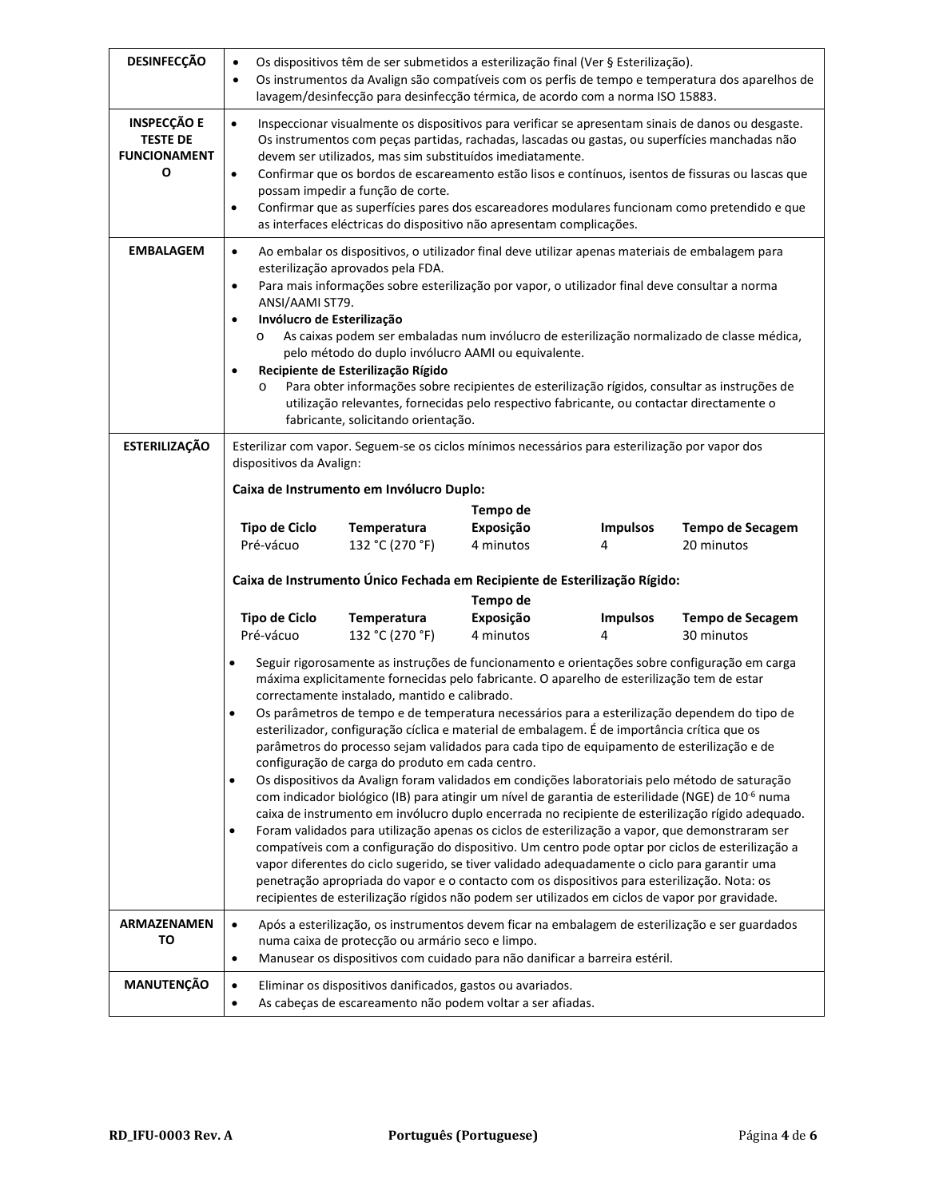| | |
|---|---|
| **DESINFECÇÃO** | • Os dispositivos têm de ser submetidos a esterilização final (Ver § Esterilização).<br>• Os instrumentos da Avalign são compatíveis com os perfis de tempo e temperatura dos aparelhos de lavagem/desinfecção para desinfecção térmica, de acordo com a norma ISO 15883. |
| **INSPECÇÃO E TESTE DE FUNCIONAMENTO** | • Inspeccionar visualmente os dispositivos para verificar se apresentam sinais de danos ou desgaste. Os instrumentos com peças partidas, rachadas, lascadas ou gastas, ou superfícies manchadas não devem ser utilizados, mas sim substituídos imediatamente.<br>• Confirmar que os bordos de escareamento estão lisos e contínuos, isentos de fissuras ou lascas que possam impedir a função de corte.<br>• Confirmar que as superfícies pares dos escareadores modulares funcionam como pretendido e que as interfaces eléctricas do dispositivo não apresentam complicações. |
| **EMBALAGEM** | • Ao embalar os dispositivos, o utilizador final deve utilizar apenas materiais de embalagem para esterilização aprovados pela FDA.<br>• Para mais informações sobre esterilização por vapor, o utilizador final deve consultar a norma ANSI/AAMI ST79.<br>• **Invólucro de Esterilização**<br>  o As caixas podem ser embaladas num invólucro de esterilização normalizado de classe médica, pelo método do duplo invólucro AAMI ou equivalente.<br>• **Recipiente de Esterilização Rígido**<br>  o Para obter informações sobre recipientes de esterilização rígidos, consultar as instruções de utilização relevantes, fornecidas pelo respectivo fabricante, ou contactar directamente o fabricante, solicitando orientação. |
| **ESTERILIZAÇÃO** | Esterilizar com vapor. Seguem-se os ciclos mínimos necessários para esterilização por vapor dos dispositivos da Avalign:<br><br>**Caixa de Instrumento em Invólucro Duplo:**<br>**Tipo de Ciclo**: Pré-vácuo; **Temperatura**: 132 °C (270 °F); **Tempo de Exposição**: 4 minutos; **Impulsos**: 4; **Tempo de Secagem**: 20 minutos<br><br>**Caixa de Instrumento Único Fechada em Recipiente de Esterilização Rígido:**<br>**Tipo de Ciclo**: Pré-vácuo; **Temperatura**: 132 °C (270 °F); **Tempo de Exposição**: 4 minutos; **Impulsos**: 4; **Tempo de Secagem**: 30 minutos<br><br>• Seguir rigorosamente as instruções de funcionamento e orientações sobre configuração em carga máxima explicitamente fornecidas pelo fabricante. O aparelho de esterilização tem de estar correctamente instalado, mantido e calibrado.<br>• Os parâmetros de tempo e de temperatura necessários para a esterilização dependem do tipo de esterilizador, configuração cíclica e material de embalagem. É de importância crítica que os parâmetros do processo sejam validados para cada tipo de equipamento de esterilização e de configuração de carga do produto em cada centro.<br>• Os dispositivos da Avalign foram validados em condições laboratoriais pelo método de saturação com indicador biológico (IB) para atingir um nível de garantia de esterilidade (NGE) de $10^{-6}$ numa caixa de instrumento em invólucro duplo encerrada no recipiente de esterilização rígido adequado.<br>• Foram validados para utilização apenas os ciclos de esterilização a vapor, que demonstraram ser compatíveis com a configuração do dispositivo. Um centro pode optar por ciclos de esterilização a vapor diferentes do ciclo sugerido, se tiver validado adequadamente o ciclo para garantir uma penetração apropriada do vapor e o contacto com os dispositivos para esterilização. Nota: os recipientes de esterilização rígidos não podem ser utilizados em ciclos de vapor por gravidade. |
| **ARMAZENAMENTO** | • Após a esterilização, os instrumentos devem ficar na embalagem de esterilização e ser guardados numa caixa de protecção ou armário seco e limpo.<br>• Manusear os dispositivos com cuidado para não danificar a barreira estéril. |
| **MANUTENÇÃO** | • Eliminar os dispositivos danificados, gastos ou avariados.<br>• As cabeças de escareamento não podem voltar a ser afiadas. |

Caixa de Instrumento em Invólucro Duplo:

| Tipo de Ciclo | Temperatura | Tempo de Exposição | Impulsos | Tempo de Secagem |
|---|---|---|---|---|
| Pré-vácuo | 132 °C (270 °F) | 4 minutos | 4 | 20 minutos |

Caixa de Instrumento Único Fechada em Recipiente de Esterilização Rígido:

| Tipo de Ciclo | Temperatura | Tempo de Exposição | Impulsos | Tempo de Secagem |
|---|---|---|---|---|
| Pré-vácuo | 132 °C (270 °F) | 4 minutos | 4 | 30 minutos |

RD_IFU-0003 Rev. A    Português (Portuguese)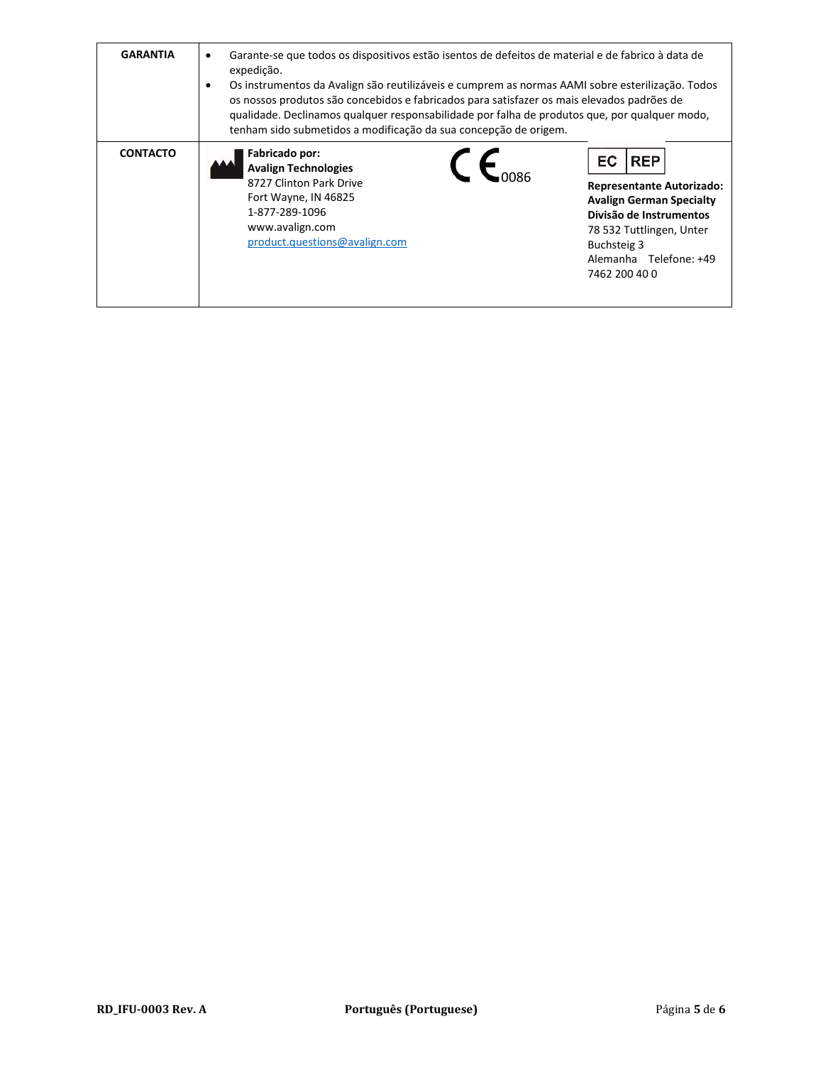| | |
|---|---|
| **GARANTIA** | • Garante-se que todos os dispositivos estão isentos de defeitos de material e de fabrico à data de expedição.<br>• Os instrumentos da Avalign são reutilizáveis e cumprem as normas AAMI sobre esterilização. Todos os nossos produtos são concebidos e fabricados para satisfazer os mais elevados padrões de qualidade. Declinamos qualquer responsabilidade por falha de produtos que, por qualquer modo, tenham sido submetidos a modificação da sua concepção de origem. |
| **CONTACTO** | **Fabricado por:**<br>**Avalign Technologies**<br>8727 Clinton Park Drive<br>Fort Wayne, IN 46825<br>1-877-289-1096<br>www.avalign.com<br>product.questions@avalign.com<br><br>CE 0086<br><br>EC REP<br>**Representante Autorizado:**<br>**Avalign German Specialty Divisão de Instrumentos**<br>78 532 Tuttlingen, Unter Buchsteig 3<br>Alemanha Telefone: +49 7462 200 40 0 |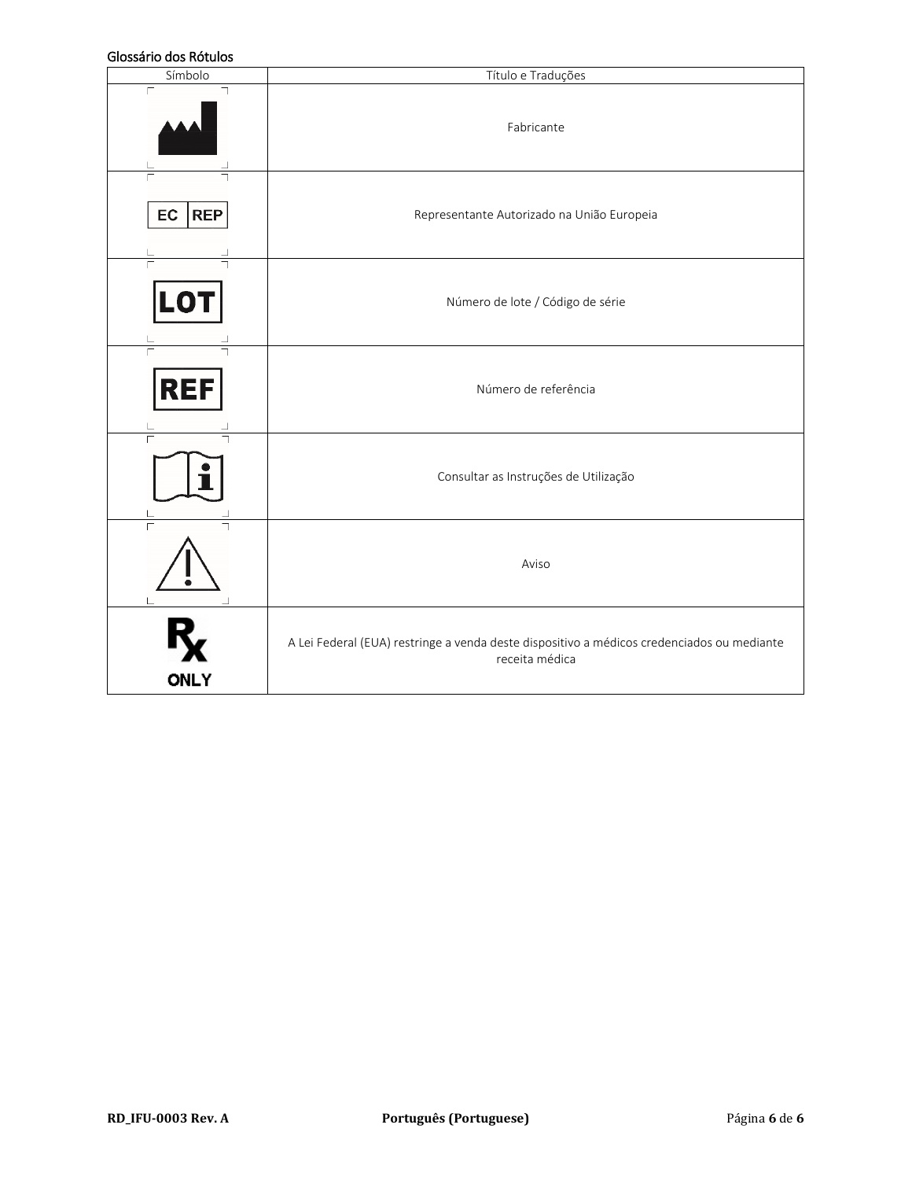### Glossário dos Rótulos

| Símbolo | Título e Traduções |
|---|---|
| | Fabricante |
| EC REP | Representante Autorizado na União Europeia |
| LOT | Número de lote / Código de série |
| REF | Número de referência |
| | Consultar as Instruções de Utilização |
| | Aviso |
| Rx ONLY | A Lei Federal (EUA) restringe a venda deste dispositivo a médicos credenciados ou mediante receita médica |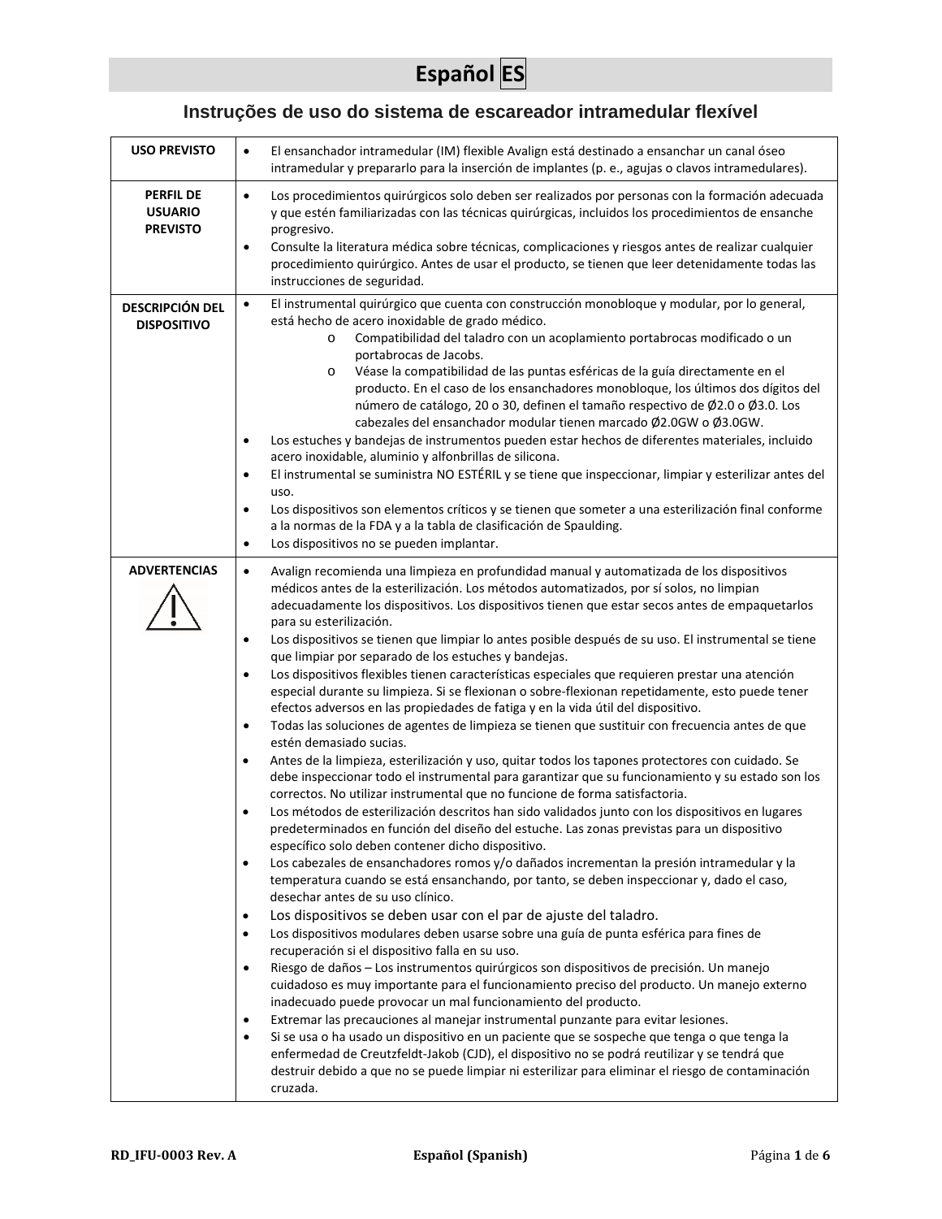# Español ES

## Instruções de uso do sistema de escareador intramedular flexível

| | |
|---|---|
| **USO PREVISTO** | • El ensanchador intramedular (IM) flexible Avalign está destinado a ensanchar un canal óseo intramedular y prepararlo para la inserción de implantes (p. e., agujas o clavos intramedulares). |
| **PERFIL DE USUARIO PREVISTO** | • Los procedimientos quirúrgicos solo deben ser realizados por personas con la formación adecuada y que estén familiarizadas con las técnicas quirúrgicas, incluidos los procedimientos de ensanche progresivo.<br>• Consulte la literatura médica sobre técnicas, complicaciones y riesgos antes de realizar cualquier procedimiento quirúrgico. Antes de usar el producto, se tienen que leer detenidamente todas las instrucciones de seguridad. |
| **DESCRIPCIÓN DEL DISPOSITIVO** | • El instrumental quirúrgico que cuenta con construcción monobloque y modular, por lo general, está hecho de acero inoxidable de grado médico.<br>  o Compatibilidad del taladro con un acoplamiento portabrocas modificado o un portabrocas de Jacobs.<br>  o Véase la compatibilidad de las puntas esféricas de la guía directamente en el producto. En el caso de los ensanchadores monobloque, los últimos dos dígitos del número de catálogo, 20 o 30, definen el tamaño respectivo de Ø2.0 o Ø3.0. Los cabezales del ensanchador modular tienen marcado Ø2.0GW o Ø3.0GW.<br>• Los estuches y bandejas de instrumentos pueden estar hechos de diferentes materiales, incluido acero inoxidable, aluminio y alfonbrillas de silicona.<br>• El instrumental se suministra NO ESTÉRIL y se tiene que inspeccionar, limpiar y esterilizar antes del uso.<br>• Los dispositivos son elementos críticos y se tienen que someter a una esterilización final conforme a la normas de la FDA y a la tabla de clasificación de Spaulding.<br>• Los dispositivos no se pueden implantar. |
| **ADVERTENCIAS** ⚠ | • Avalign recomienda una limpieza en profundidad manual y automatizada de los dispositivos médicos antes de la esterilización. Los métodos automatizados, por sí solos, no limpian adecuadamente los dispositivos. Los dispositivos tienen que estar secos antes de empaquetarlos para su esterilización.<br>• Los dispositivos se tienen que limpiar lo antes posible después de su uso. El instrumental se tiene que limpiar por separado de los estuches y bandejas.<br>• Los dispositivos flexibles tienen características especiales que requieren prestar una atención especial durante su limpieza. Si se flexionan o sobre-flexionan repetidamente, esto puede tener efectos adversos en las propiedades de fatiga y en la vida útil del dispositivo.<br>• Todas las soluciones de agentes de limpieza se tienen que sustituir con frecuencia antes de que estén demasiado sucias.<br>• Antes de la limpieza, esterilización y uso, quitar todos los tapones protectores con cuidado. Se debe inspeccionar todo el instrumental para garantizar que su funcionamiento y su estado son los correctos. No utilizar instrumental que no funcione de forma satisfactoria.<br>• Los métodos de esterilización descritos han sido validados junto con los dispositivos en lugares predeterminados en función del diseño del estuche. Las zonas previstas para un dispositivo específico solo deben contener dicho dispositivo.<br>• Los cabezales de ensanchadores romos y/o dañados incrementan la presión intramedular y la temperatura cuando se está ensanchando, por tanto, se deben inspeccionar y, dado el caso, desechar antes de su uso clínico.<br>• Los dispositivos se deben usar con el par de ajuste del taladro.<br>• Los dispositivos modulares deben usarse sobre una guía de punta esférica para fines de recuperación si el dispositivo falla en su uso.<br>• Riesgo de daños – Los instrumentos quirúrgicos son dispositivos de precisión. Un manejo cuidadoso es muy importante para el funcionamiento preciso del producto. Un manejo externo inadecuado puede provocar un mal funcionamiento del producto.<br>• Extremar las precauciones al manejar instrumental punzante para evitar lesiones.<br>• Si se usa o ha usado un dispositivo en un paciente que se sospeche que tenga o que tenga la enfermedad de Creutzfeldt-Jakob (CJD), el dispositivo no se podrá reutilizar y se tendrá que destruir debido a que no se puede limpiar ni esterilizar para eliminar el riesgo de contaminación cruzada. |

RD_IFU-0003 Rev. A — Español (Spanish)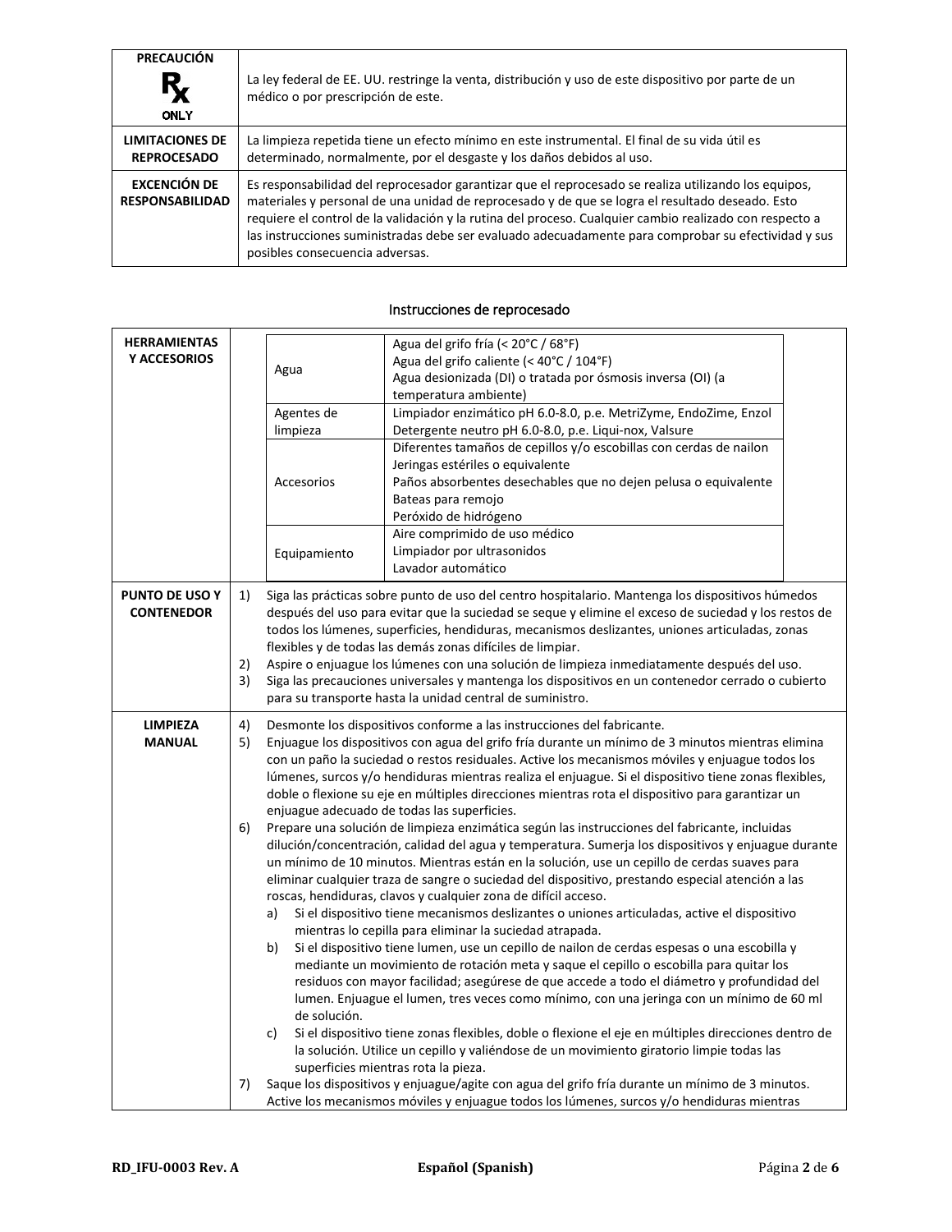| | |
|---|---|
| **PRECAUCIÓN** Rx ONLY | La ley federal de EE. UU. restringe la venta, distribución y uso de este dispositivo por parte de un médico o por prescripción de este. |
| **LIMITACIONES DE REPROCESADO** | La limpieza repetida tiene un efecto mínimo en este instrumental. El final de su vida útil es determinado, normalmente, por el desgaste y los daños debidos al uso. |
| **EXCENCIÓN DE RESPONSABILIDAD** | Es responsabilidad del reprocesador garantizar que el reprocesado se realiza utilizando los equipos, materiales y personal de una unidad de reprocesado y de que se logra el resultado deseado. Esto requiere el control de la validación y la rutina del proceso. Cualquier cambio realizado con respecto a las instrucciones suministradas debe ser evaluado adecuadamente para comprobar su efectividad y sus posibles consecuencia adversas. |

## Instrucciones de reprocesado

**HERRAMIENTAS Y ACCESORIOS**

| | |
|---|---|
| Agua | Agua del grifo fría (< 20°C / 68°F)<br>Agua del grifo caliente (< 40°C / 104°F)<br>Agua desionizada (DI) o tratada por ósmosis inversa (OI) (a temperatura ambiente) |
| Agentes de limpieza | Limpiador enzimático pH 6.0-8.0, p.e. MetriZyme, EndoZime, Enzol<br>Detergente neutro pH 6.0-8.0, p.e. Liqui-nox, Valsure |
| Accesorios | Diferentes tamaños de cepillos y/o escobillas con cerdas de nailon<br>Jeringas estériles o equivalente<br>Paños absorbentes desechables que no dejen pelusa o equivalente<br>Bateas para remojo<br>Peróxido de hidrógeno |
| Equipamiento | Aire comprimido de uso médico<br>Limpiador por ultrasonidos<br>Lavador automático |

**PUNTO DE USO Y CONTENEDOR**

1) Siga las prácticas sobre punto de uso del centro hospitalario. Mantenga los dispositivos húmedos después del uso para evitar que la suciedad se seque y elimine el exceso de suciedad y los restos de todos los lúmenes, superficies, hendiduras, mecanismos deslizantes, uniones articuladas, zonas flexibles y de todas las demás zonas difíciles de limpiar.
2) Aspire o enjuague los lúmenes con una solución de limpieza inmediatamente después del uso.
3) Siga las precauciones universales y mantenga los dispositivos en un contenedor cerrado o cubierto para su transporte hasta la unidad central de suministro.

**LIMPIEZA MANUAL**

4) Desmonte los dispositivos conforme a las instrucciones del fabricante.
5) Enjuague los dispositivos con agua del grifo fría durante un mínimo de 3 minutos mientras elimina con un paño la suciedad o restos residuales. Active los mecanismos móviles y enjuague todos los lúmenes, surcos y/o hendiduras mientras realiza el enjuague. Si el dispositivo tiene zonas flexibles, doble o flexione su eje en múltiples direcciones mientras rota el dispositivo para garantizar un enjuague adecuado de todas las superficies.
6) Prepare una solución de limpieza enzimática según las instrucciones del fabricante, incluidas dilución/concentración, calidad del agua y temperatura. Sumerja los dispositivos y enjuague durante un mínimo de 10 minutos. Mientras están en la solución, use un cepillo de cerdas suaves para eliminar cualquier traza de sangre o suciedad del dispositivo, prestando especial atención a las roscas, hendiduras, clavos y cualquier zona de difícil acceso.
   a) Si el dispositivo tiene mecanismos deslizantes o uniones articuladas, active el dispositivo mientras lo cepilla para eliminar la suciedad atrapada.
   b) Si el dispositivo tiene lumen, use un cepillo de nailon de cerdas espesas o una escobilla y mediante un movimiento de rotación meta y saque el cepillo o escobilla para quitar los residuos con mayor facilidad; asegúrese de que accede a todo el diámetro y profundidad del lumen. Enjuague el lumen, tres veces como mínimo, con una jeringa con un mínimo de 60 ml de solución.
   c) Si el dispositivo tiene zonas flexibles, doble o flexione el eje en múltiples direcciones dentro de la solución. Utilice un cepillo y valiéndose de un movimiento giratorio limpie todas las superficies mientras rota la pieza.
7) Saque los dispositivos y enjuague/agite con agua del grifo fría durante un mínimo de 3 minutos. Active los mecanismos móviles y enjuague todos los lúmenes, surcos y/o hendiduras mientras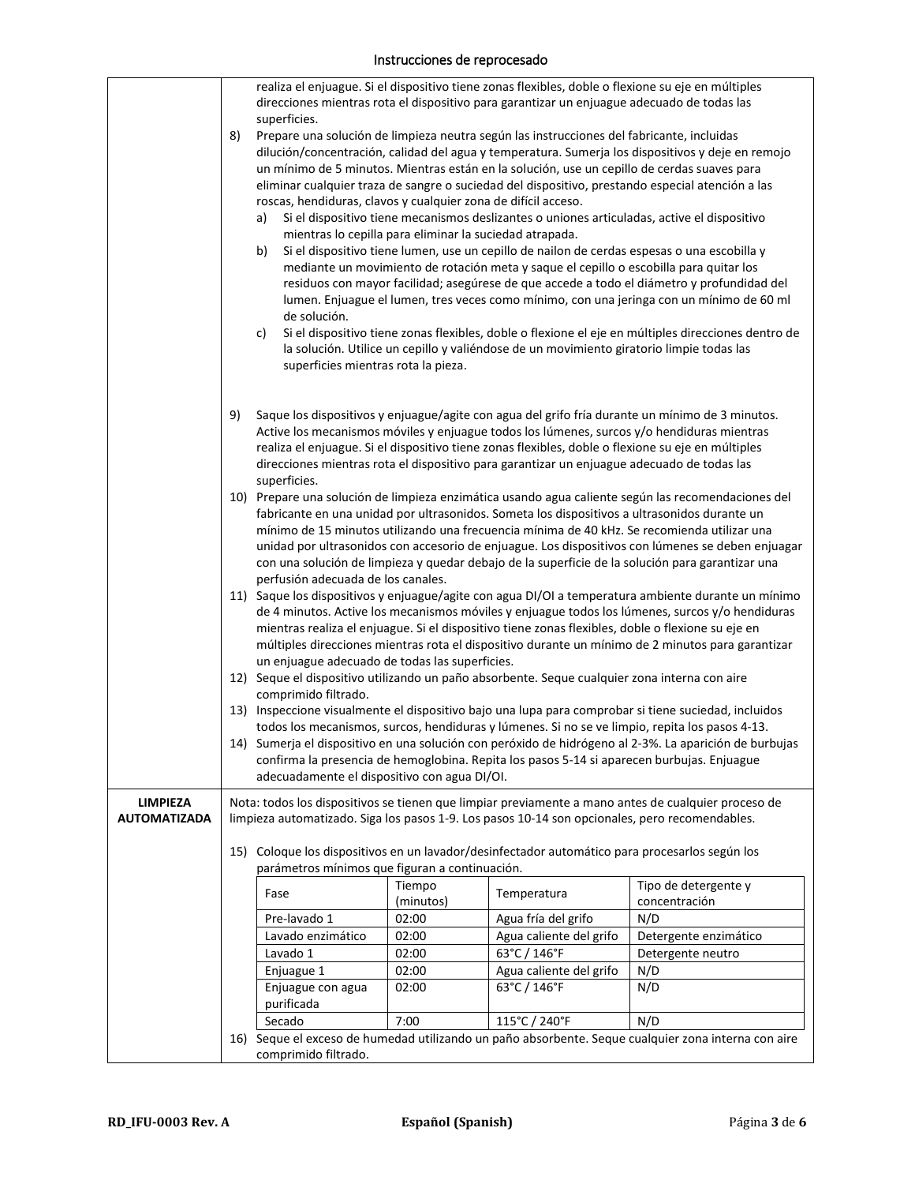| | |
|---|---|
| | realiza el enjuague. Si el dispositivo tiene zonas flexibles, doble o flexione su eje en múltiples direcciones mientras rota el dispositivo para garantizar un enjuague adecuado de todas las superficies.<br>8) Prepare una solución de limpieza neutra según las instrucciones del fabricante, incluidas dilución/concentración, calidad del agua y temperatura. Sumerja los dispositivos y deje en remojo un mínimo de 5 minutos. Mientras están en la solución, use un cepillo de cerdas suaves para eliminar cualquier traza de sangre o suciedad del dispositivo, prestando especial atención a las roscas, hendiduras, clavos y cualquier zona de difícil acceso.<br>a) Si el dispositivo tiene mecanismos deslizantes o uniones articuladas, active el dispositivo mientras lo cepilla para eliminar la suciedad atrapada.<br>b) Si el dispositivo tiene lumen, use un cepillo de nailon de cerdas espesas o una escobilla y mediante un movimiento de rotación meta y saque el cepillo o escobilla para quitar los residuos con mayor facilidad; asegúrese de que accede a todo el diámetro y profundidad del lumen. Enjuague el lumen, tres veces como mínimo, con una jeringa con un mínimo de 60 ml de solución.<br>c) Si el dispositivo tiene zonas flexibles, doble o flexione el eje en múltiples direcciones dentro de la solución. Utilice un cepillo y valiéndose de un movimiento giratorio limpie todas las superficies mientras rota la pieza.<br><br>9) Saque los dispositivos y enjuague/agite con agua del grifo fría durante un mínimo de 3 minutos. Active los mecanismos móviles y enjuague todos los lúmenes, surcos y/o hendiduras mientras realiza el enjuague. Si el dispositivo tiene zonas flexibles, doble o flexione su eje en múltiples direcciones mientras rota el dispositivo para garantizar un enjuague adecuado de todas las superficies.<br>10) Prepare una solución de limpieza enzimática usando agua caliente según las recomendaciones del fabricante en una unidad por ultrasonidos. Someta los dispositivos a ultrasonidos durante un mínimo de 15 minutos utilizando una frecuencia mínima de 40 kHz. Se recomienda utilizar una unidad por ultrasonidos con accesorio de enjuague. Los dispositivos con lúmenes se deben enjuagar con una solución de limpieza y quedar debajo de la superficie de la solución para garantizar una perfusión adecuada de los canales.<br>11) Saque los dispositivos y enjuague/agite con agua DI/OI a temperatura ambiente durante un mínimo de 4 minutos. Active los mecanismos móviles y enjuague todos los lúmenes, surcos y/o hendiduras mientras realiza el enjuague. Si el dispositivo tiene zonas flexibles, doble o flexione su eje en múltiples direcciones mientras rota el dispositivo durante un mínimo de 2 minutos para garantizar un enjuague adecuado de todas las superficies.<br>12) Seque el dispositivo utilizando un paño absorbente. Seque cualquier zona interna con aire comprimido filtrado.<br>13) Inspeccione visualmente el dispositivo bajo una lupa para comprobar si tiene suciedad, incluidos todos los mecanismos, surcos, hendiduras y lúmenes. Si no se ve limpio, repita los pasos 4-13.<br>14) Sumerja el dispositivo en una solución con peróxido de hidrógeno al 2-3%. La aparición de burbujas confirma la presencia de hemoglobina. Repita los pasos 5-14 si aparecen burbujas. Enjuague adecuadamente el dispositivo con agua DI/OI. |
| **LIMPIEZA AUTOMATIZADA** | Nota: todos los dispositivos se tienen que limpiar previamente a mano antes de cualquier proceso de limpieza automatizado. Siga los pasos 1-9. Los pasos 10-14 son opcionales, pero recomendables.<br><br>15) Coloque los dispositivos en un lavador/desinfectador automático para procesarlos según los parámetros mínimos que figuran a continuación. |

| Fase | Tiempo (minutos) | Temperatura | Tipo de detergente y concentración |
|---|---|---|---|
| Pre-lavado 1 | 02:00 | Agua fría del grifo | N/D |
| Lavado enzimático | 02:00 | Agua caliente del grifo | Detergente enzimático |
| Lavado 1 | 02:00 | 63°C / 146°F | Detergente neutro |
| Enjuague 1 | 02:00 | Agua caliente del grifo | N/D |
| Enjuague con agua purificada | 02:00 | 63°C / 146°F | N/D |
| Secado | 7:00 | 115°C / 240°F | N/D |

16) Seque el exceso de humedad utilizando un paño absorbente. Seque cualquier zona interna con aire comprimido filtrado.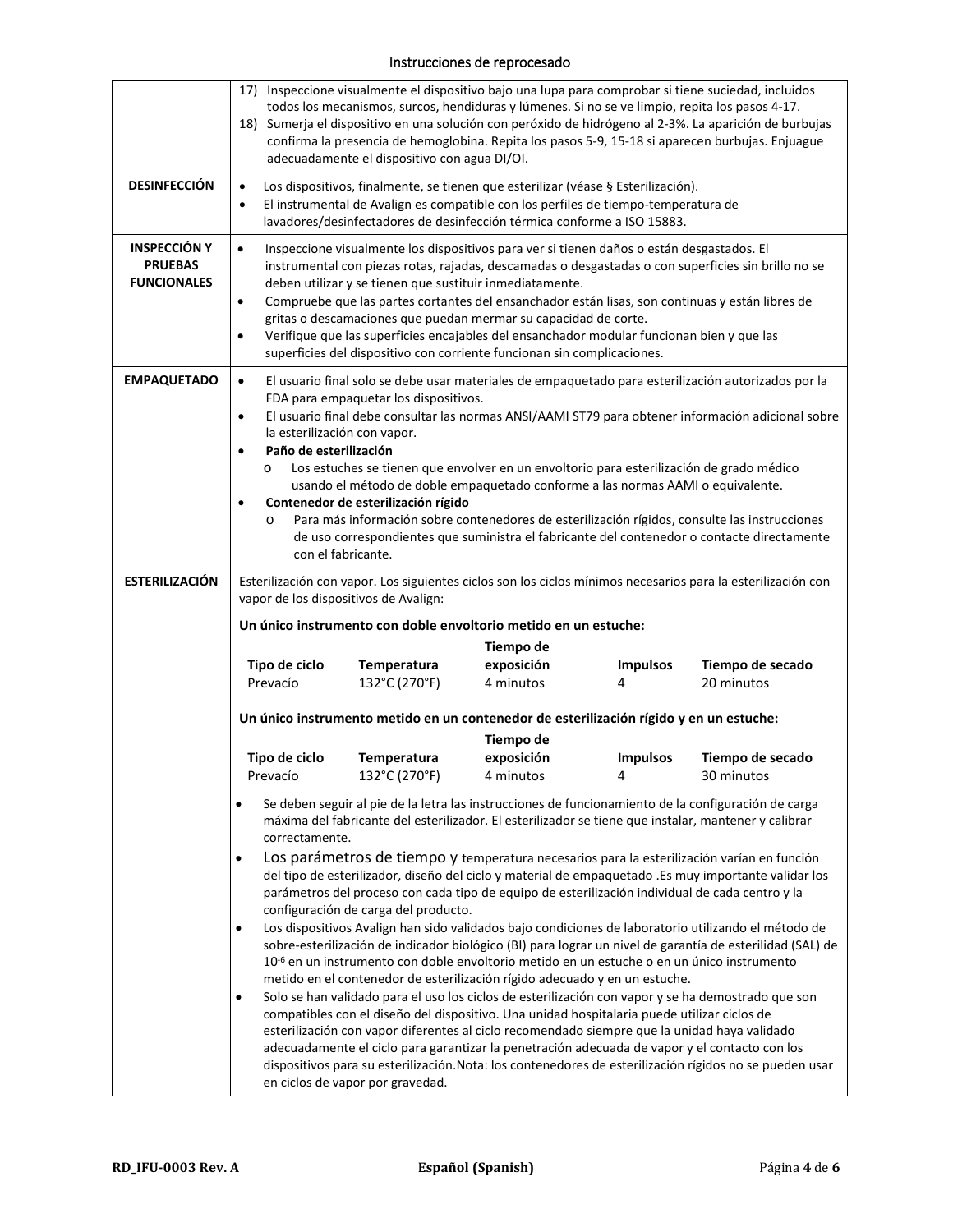| | |
|---|---|
| | 17) Inspeccione visualmente el dispositivo bajo una lupa para comprobar si tiene suciedad, incluidos todos los mecanismos, surcos, hendiduras y lúmenes. Si no se ve limpio, repita los pasos 4-17.<br>18) Sumerja el dispositivo en una solución con peróxido de hidrógeno al 2-3%. La aparición de burbujas confirma la presencia de hemoglobina. Repita los pasos 5-9, 15-18 si aparecen burbujas. Enjuague adecuadamente el dispositivo con agua DI/OI. |
| **DESINFECCIÓN** | • Los dispositivos, finalmente, se tienen que esterilizar (véase § Esterilización).<br>• El instrumental de Avalign es compatible con los perfiles de tiempo-temperatura de lavadores/desinfectadores de desinfección térmica conforme a ISO 15883. |
| **INSPECCIÓN Y PRUEBAS FUNCIONALES** | • Inspeccione visualmente los dispositivos para ver si tienen daños o están desgastados. El instrumental con piezas rotas, rajadas, descamadas o desgastadas o con superficies sin brillo no se deben utilizar y se tienen que sustituir inmediatamente.<br>• Compruebe que las partes cortantes del ensanchador están lisas, son continuas y están libres de gritas o descamaciones que puedan mermar su capacidad de corte.<br>• Verifique que las superficies encajables del ensanchador modular funcionan bien y que las superficies del dispositivo con corriente funcionan sin complicaciones. |
| **EMPAQUETADO** | • El usuario final solo se debe usar materiales de empaquetado para esterilización autorizados por la FDA para empaquetar los dispositivos.<br>• El usuario final debe consultar las normas ANSI/AAMI ST79 para obtener información adicional sobre la esterilización con vapor.<br>• **Paño de esterilización**<br>  o Los estuches se tienen que envolver en un envoltorio para esterilización de grado médico usando el método de doble empaquetado conforme a las normas AAMI o equivalente.<br>• **Contenedor de esterilización rígido**<br>  o Para más información sobre contenedores de esterilización rígidos, consulte las instrucciones de uso correspondientes que suministra el fabricante del contenedor o contacte directamente con el fabricante. |
| **ESTERILIZACIÓN** | Esterilización con vapor. Los siguientes ciclos son los ciclos mínimos necesarios para la esterilización con vapor de los dispositivos de Avalign:<br><br>**Un único instrumento con doble envoltorio metido en un estuche:**<br>**Tipo de ciclo** / **Temperatura** / **Tiempo de exposición** / **Impulsos** / **Tiempo de secado**<br>Prevacío / 132°C (270°F) / 4 minutos / 4 / 20 minutos<br><br>**Un único instrumento metido en un contenedor de esterilización rígido y en un estuche:**<br>**Tipo de ciclo** / **Temperatura** / **Tiempo de exposición** / **Impulsos** / **Tiempo de secado**<br>Prevacío / 132°C (270°F) / 4 minutos / 4 / 30 minutos<br><br>• Se deben seguir al pie de la letra las instrucciones de funcionamiento de la configuración de carga máxima del fabricante del esterilizador. El esterilizador se tiene que instalar, mantener y calibrar correctamente.<br>• Los parámetros de tiempo y temperatura necesarios para la esterilización varían en función del tipo de esterilizador, diseño del ciclo y material de empaquetado .Es muy importante validar los parámetros del proceso con cada tipo de equipo de esterilización individual de cada centro y la configuración de carga del producto.<br>• Los dispositivos Avalign han sido validados bajo condiciones de laboratorio utilizando el método de sobre-esterilización de indicador biológico (BI) para lograr un nivel de garantía de esterilidad (SAL) de $10^{-6}$ en un instrumento con doble envoltorio metido en un estuche o en un único instrumento metido en el contenedor de esterilización rígido adecuado y en un estuche.<br>• Solo se han validado para el uso los ciclos de esterilización con vapor y se ha demostrado que son compatibles con el diseño del dispositivo. Una unidad hospitalaria puede utilizar ciclos de esterilización con vapor diferentes al ciclo recomendado siempre que la unidad haya validado adecuadamente el ciclo para garantizar la penetración adecuada de vapor y el contacto con los dispositivos para su esterilización.Nota: los contenedores de esterilización rígidos no se pueden usar en ciclos de vapor por gravedad. |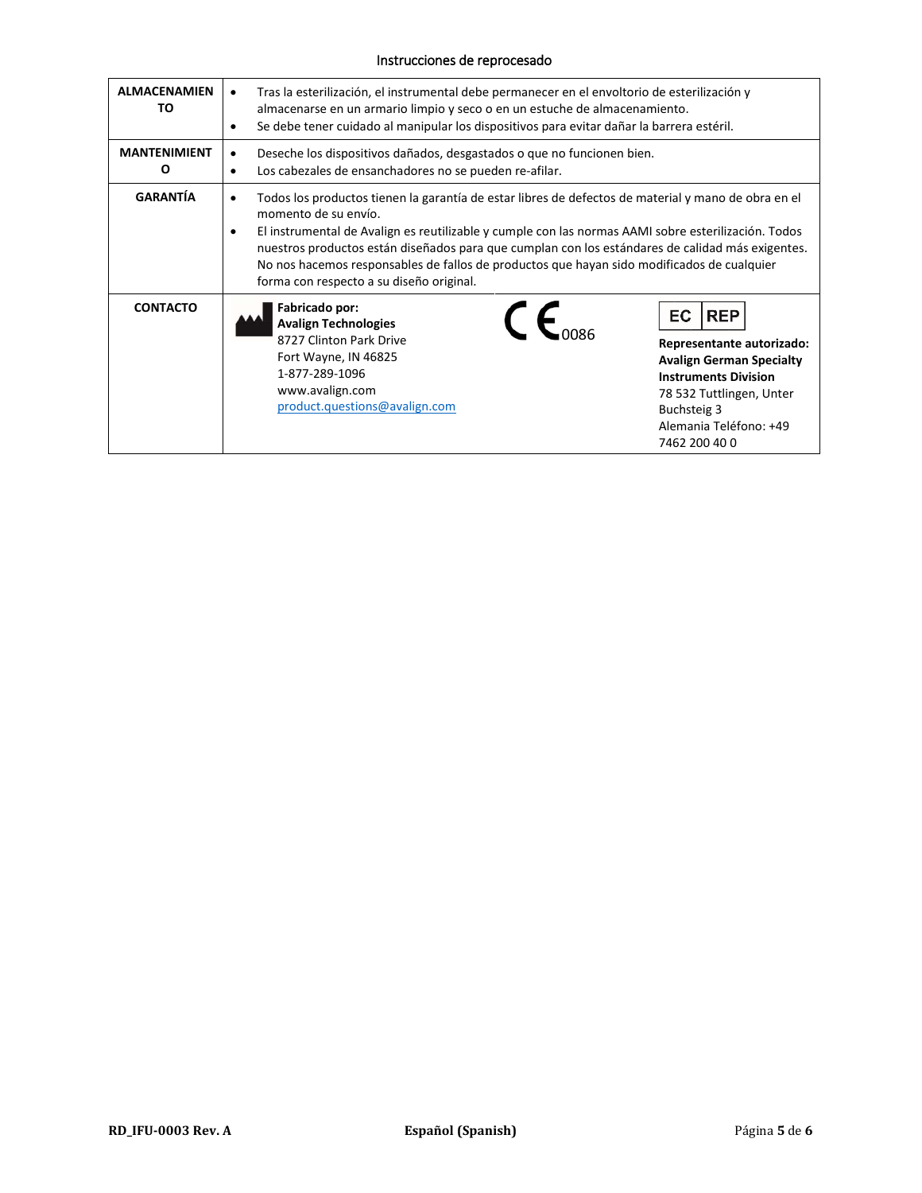| | |
|---|---|
| **ALMACENAMIENTO** | • Tras la esterilización, el instrumental debe permanecer en el envoltorio de esterilización y almacenarse en un armario limpio y seco o en un estuche de almacenamiento.<br>• Se debe tener cuidado al manipular los dispositivos para evitar dañar la barrera estéril. |
| **MANTENIMIENTO** | • Deseche los dispositivos dañados, desgastados o que no funcionen bien.<br>• Los cabezales de ensanchadores no se pueden re-afilar. |
| **GARANTÍA** | • Todos los productos tienen la garantía de estar libres de defectos de material y mano de obra en el momento de su envío.<br>• El instrumental de Avalign es reutilizable y cumple con las normas AAMI sobre esterilización. Todos nuestros productos están diseñados para que cumplan con los estándares de calidad más exigentes. No nos hacemos responsables de fallos de productos que hayan sido modificados de cualquier forma con respecto a su diseño original. |
| **CONTACTO** | **Fabricado por:**<br>**Avalign Technologies**<br>8727 Clinton Park Drive<br>Fort Wayne, IN 46825<br>1-877-289-1096<br>www.avalign.com<br>product.questions@avalign.com<br><br>CE 0086<br><br>EC REP<br>**Representante autorizado:**<br>**Avalign German Specialty Instruments Division**<br>78 532 Tuttlingen, Unter Buchsteig 3<br>Alemania Teléfono: +49 7462 200 40 0 |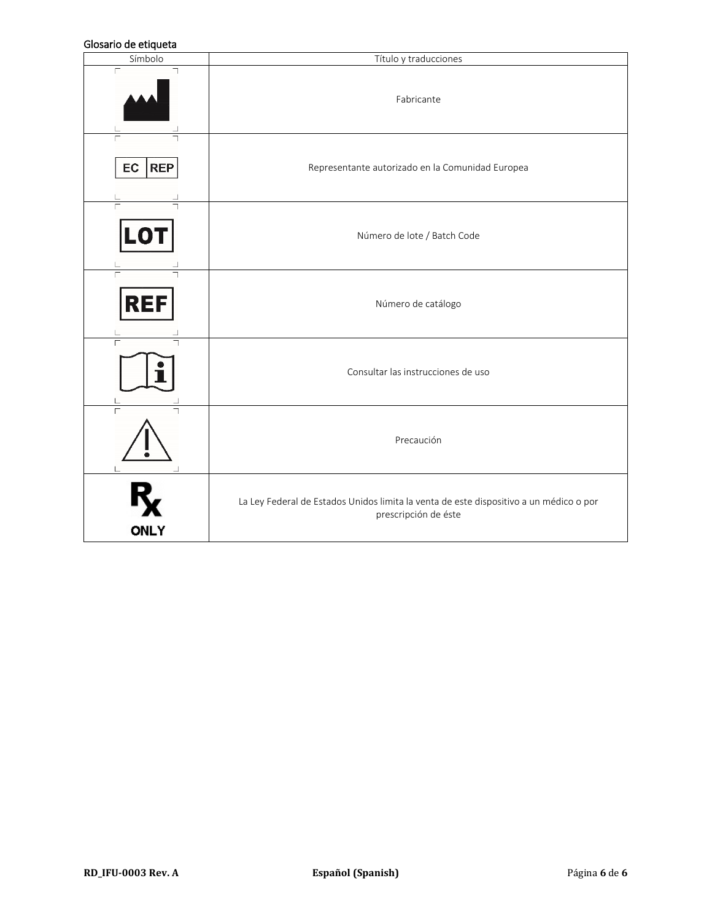## Glosario de etiqueta

| Símbolo | Título y traducciones |
|---|---|
| | Fabricante |
| EC REP | Representante autorizado en la Comunidad Europea |
| LOT | Número de lote / Batch Code |
| REF | Número de catálogo |
| | Consultar las instrucciones de uso |
| | Precaución |
| Rx ONLY | La Ley Federal de Estados Unidos limita la venta de este dispositivo a un médico o por prescripción de éste |